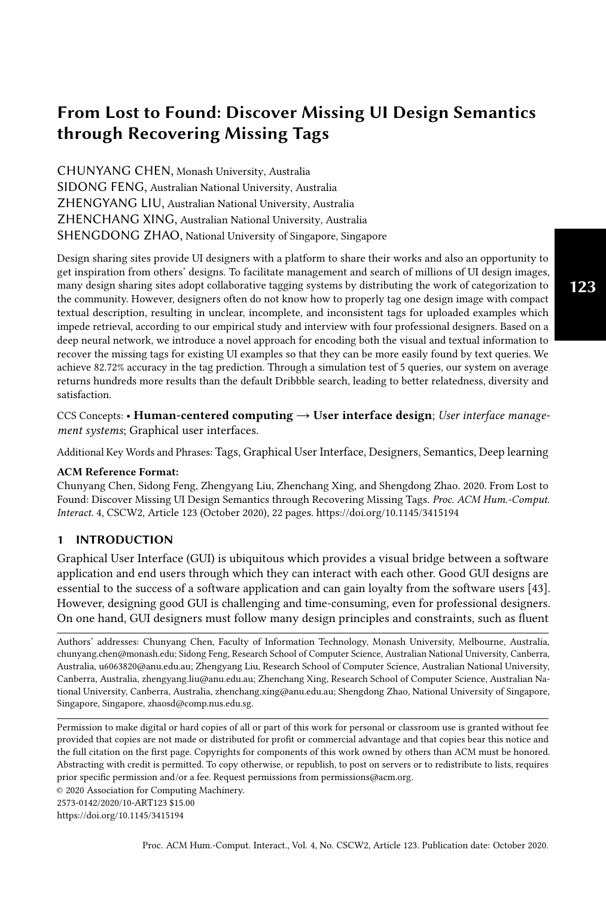# From Lost to Found: Discover Missing UI Design Semantics through Recovering Missing Tags

CHUNYANG CHEN, Monash University, Australia
SIDONG FENG, Australian National University, Australia
ZHENGYANG LIU, Australian National University, Australia
ZHENCHANG XING, Australian National University, Australia
SHENGDONG ZHAO, National University of Singapore, Singapore

Design sharing sites provide UI designers with a platform to share their works and also an opportunity to get inspiration from others' designs. To facilitate management and search of millions of UI design images, many design sharing sites adopt collaborative tagging systems by distributing the work of categorization to the community. However, designers often do not know how to properly tag one design image with compact textual description, resulting in unclear, incomplete, and inconsistent tags for uploaded examples which impede retrieval, according to our empirical study and interview with four professional designers. Based on a deep neural network, we introduce a novel approach for encoding both the visual and textual information to recover the missing tags for existing UI examples so that they can be more easily found by text queries. We achieve 82.72% accuracy in the tag prediction. Through a simulation test of 5 queries, our system on average returns hundreds more results than the default Dribbble search, leading to better relatedness, diversity and satisfaction.

CCS Concepts: • **Human-centered computing → User interface design**; *User interface management systems*; Graphical user interfaces.

Additional Key Words and Phrases: Tags, Graphical User Interface, Designers, Semantics, Deep learning

**ACM Reference Format:**
Chunyang Chen, Sidong Feng, Zhengyang Liu, Zhenchang Xing, and Shengdong Zhao. 2020. From Lost to Found: Discover Missing UI Design Semantics through Recovering Missing Tags. *Proc. ACM Hum.-Comput. Interact.* 4, CSCW2, Article 123 (October 2020), 22 pages. https://doi.org/10.1145/3415194

## 1 INTRODUCTION

Graphical User Interface (GUI) is ubiquitous which provides a visual bridge between a software application and end users through which they can interact with each other. Good GUI designs are essential to the success of a software application and can gain loyalty from the software users [43]. However, designing good GUI is challenging and time-consuming, even for professional designers. On one hand, GUI designers must follow many design principles and constraints, such as fluent

---

Authors' addresses: Chunyang Chen, Faculty of Information Technology, Monash University, Melbourne, Australia, chunyang.chen@monash.edu; Sidong Feng, Research School of Computer Science, Australian National University, Canberra, Australia, u6063820@anu.edu.au; Zhengyang Liu, Research School of Computer Science, Australian National University, Canberra, Australia, zhengyang.liu@anu.edu.au; Zhenchang Xing, Research School of Computer Science, Australian National University, Canberra, Australia, zhenchang.xing@anu.edu.au; Shengdong Zhao, National University of Singapore, Singapore, Singapore, zhaosd@comp.nus.edu.sg.

---

Permission to make digital or hard copies of all or part of this work for personal or classroom use is granted without fee provided that copies are not made or distributed for profit or commercial advantage and that copies bear this notice and the full citation on the first page. Copyrights for components of this work owned by others than ACM must be honored. Abstracting with credit is permitted. To copy otherwise, or republish, to post on servers or to redistribute to lists, requires prior specific permission and/or a fee. Request permissions from permissions@acm.org.

© 2020 Association for Computing Machinery.
2573-0142/2020/10-ART123 $15.00
https://doi.org/10.1145/3415194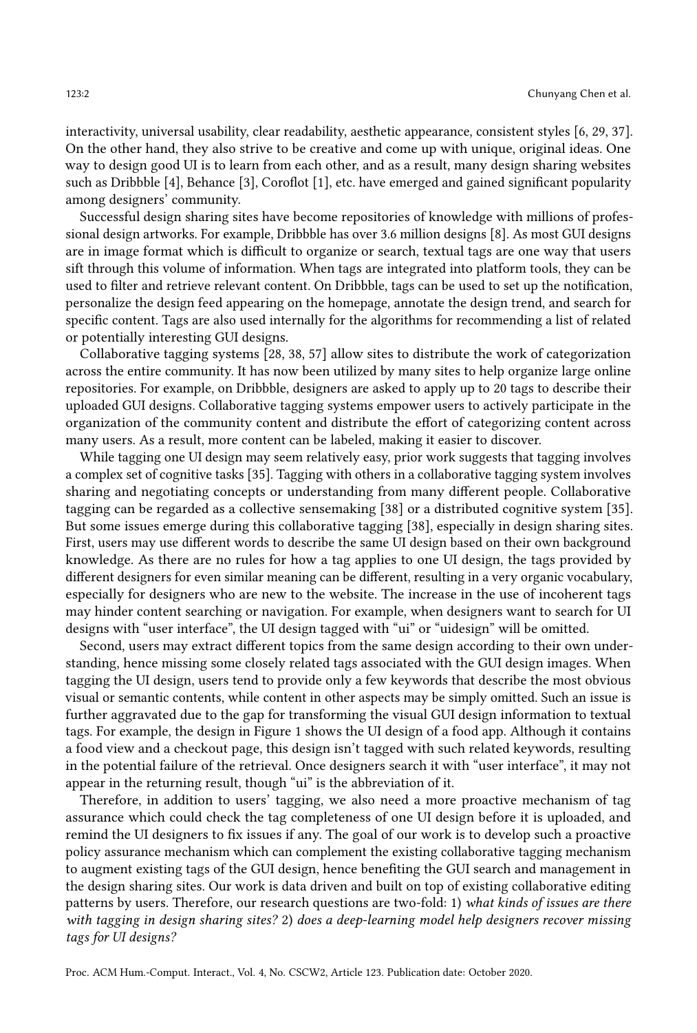interactivity, universal usability, clear readability, aesthetic appearance, consistent styles [6, 29, 37]. On the other hand, they also strive to be creative and come up with unique, original ideas. One way to design good UI is to learn from each other, and as a result, many design sharing websites such as Dribbble [4], Behance [3], Coroflot [1], etc. have emerged and gained significant popularity among designers' community.

Successful design sharing sites have become repositories of knowledge with millions of professional design artworks. For example, Dribbble has over 3.6 million designs [8]. As most GUI designs are in image format which is difficult to organize or search, textual tags are one way that users sift through this volume of information. When tags are integrated into platform tools, they can be used to filter and retrieve relevant content. On Dribbble, tags can be used to set up the notification, personalize the design feed appearing on the homepage, annotate the design trend, and search for specific content. Tags are also used internally for the algorithms for recommending a list of related or potentially interesting GUI designs.

Collaborative tagging systems [28, 38, 57] allow sites to distribute the work of categorization across the entire community. It has now been utilized by many sites to help organize large online repositories. For example, on Dribbble, designers are asked to apply up to 20 tags to describe their uploaded GUI designs. Collaborative tagging systems empower users to actively participate in the organization of the community content and distribute the effort of categorizing content across many users. As a result, more content can be labeled, making it easier to discover.

While tagging one UI design may seem relatively easy, prior work suggests that tagging involves a complex set of cognitive tasks [35]. Tagging with others in a collaborative tagging system involves sharing and negotiating concepts or understanding from many different people. Collaborative tagging can be regarded as a collective sensemaking [38] or a distributed cognitive system [35]. But some issues emerge during this collaborative tagging [38], especially in design sharing sites. First, users may use different words to describe the same UI design based on their own background knowledge. As there are no rules for how a tag applies to one UI design, the tags provided by different designers for even similar meaning can be different, resulting in a very organic vocabulary, especially for designers who are new to the website. The increase in the use of incoherent tags may hinder content searching or navigation. For example, when designers want to search for UI designs with "user interface", the UI design tagged with "ui" or "uidesign" will be omitted.

Second, users may extract different topics from the same design according to their own understanding, hence missing some closely related tags associated with the GUI design images. When tagging the UI design, users tend to provide only a few keywords that describe the most obvious visual or semantic contents, while content in other aspects may be simply omitted. Such an issue is further aggravated due to the gap for transforming the visual GUI design information to textual tags. For example, the design in Figure 1 shows the UI design of a food app. Although it contains a food view and a checkout page, this design isn't tagged with such related keywords, resulting in the potential failure of the retrieval. Once designers search it with "user interface", it may not appear in the returning result, though "ui" is the abbreviation of it.

Therefore, in addition to users' tagging, we also need a more proactive mechanism of tag assurance which could check the tag completeness of one UI design before it is uploaded, and remind the UI designers to fix issues if any. The goal of our work is to develop such a proactive policy assurance mechanism which can complement the existing collaborative tagging mechanism to augment existing tags of the GUI design, hence benefiting the GUI search and management in the design sharing sites. Our work is data driven and built on top of existing collaborative editing patterns by users. Therefore, our research questions are two-fold: 1) *what kinds of issues are there with tagging in design sharing sites?* 2) *does a deep-learning model help designers recover missing tags for UI designs?*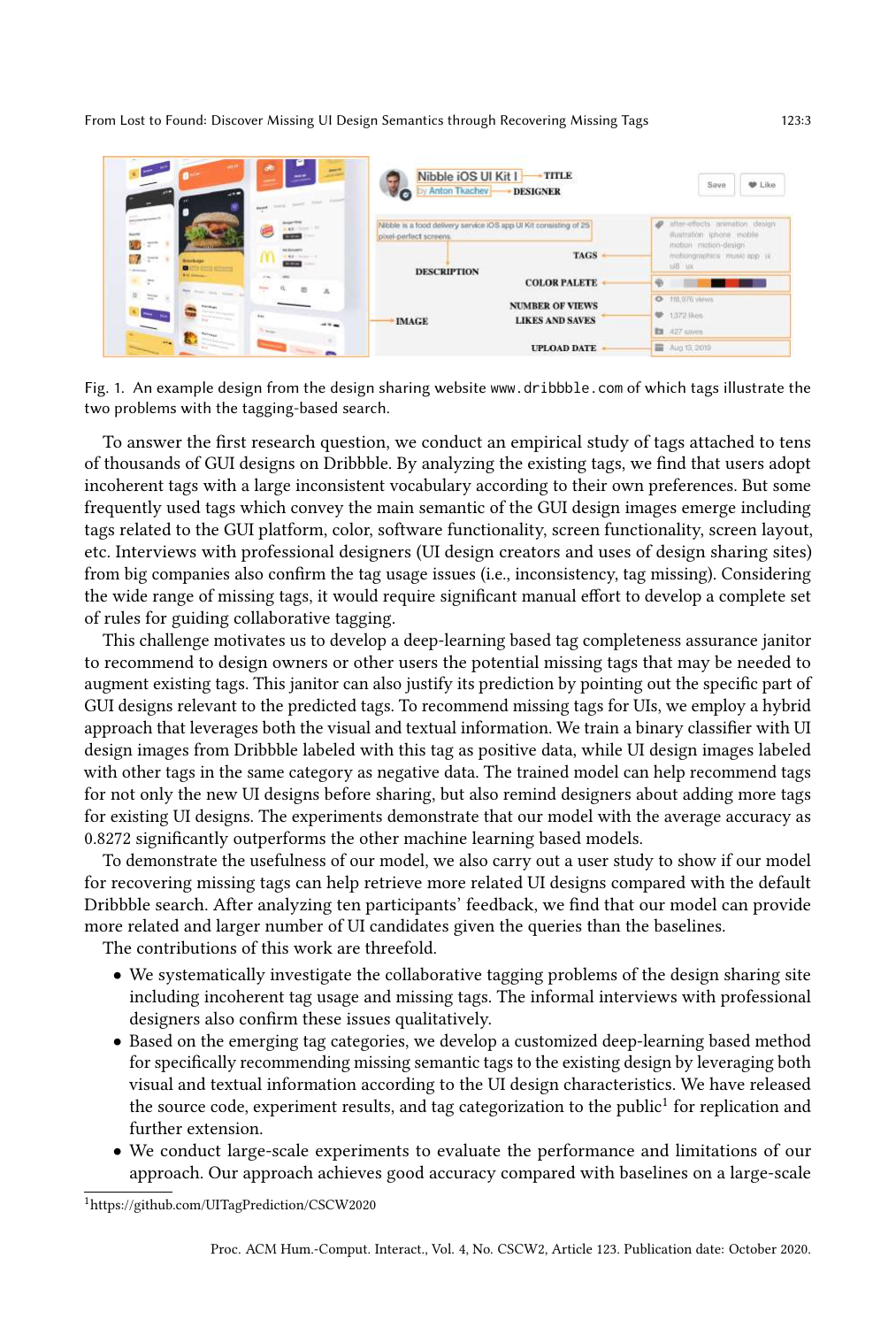Fig. 1. An example design from the design sharing website www.dribbble.com of which tags illustrate the two problems with the tagging-based search.

To answer the first research question, we conduct an empirical study of tags attached to tens of thousands of GUI designs on Dribbble. By analyzing the existing tags, we find that users adopt incoherent tags with a large inconsistent vocabulary according to their own preferences. But some frequently used tags which convey the main semantic of the GUI design images emerge including tags related to the GUI platform, color, software functionality, screen functionality, screen layout, etc. Interviews with professional designers (UI design creators and uses of design sharing sites) from big companies also confirm the tag usage issues (i.e., inconsistency, tag missing). Considering the wide range of missing tags, it would require significant manual effort to develop a complete set of rules for guiding collaborative tagging.

This challenge motivates us to develop a deep-learning based tag completeness assurance janitor to recommend to design owners or other users the potential missing tags that may be needed to augment existing tags. This janitor can also justify its prediction by pointing out the specific part of GUI designs relevant to the predicted tags. To recommend missing tags for UIs, we employ a hybrid approach that leverages both the visual and textual information. We train a binary classifier with UI design images from Dribbble labeled with this tag as positive data, while UI design images labeled with other tags in the same category as negative data. The trained model can help recommend tags for not only the new UI designs before sharing, but also remind designers about adding more tags for existing UI designs. The experiments demonstrate that our model with the average accuracy as 0.8272 significantly outperforms the other machine learning based models.

To demonstrate the usefulness of our model, we also carry out a user study to show if our model for recovering missing tags can help retrieve more related UI designs compared with the default Dribbble search. After analyzing ten participants' feedback, we find that our model can provide more related and larger number of UI candidates given the queries than the baselines.

The contributions of this work are threefold.

- We systematically investigate the collaborative tagging problems of the design sharing site including incoherent tag usage and missing tags. The informal interviews with professional designers also confirm these issues qualitatively.
- Based on the emerging tag categories, we develop a customized deep-learning based method for specifically recommending missing semantic tags to the existing design by leveraging both visual and textual information according to the UI design characteristics. We have released the source code, experiment results, and tag categorization to the public[1] for replication and further extension.
- We conduct large-scale experiments to evaluate the performance and limitations of our approach. Our approach achieves good accuracy compared with baselines on a large-scale

[1]https://github.com/UITagPrediction/CSCW2020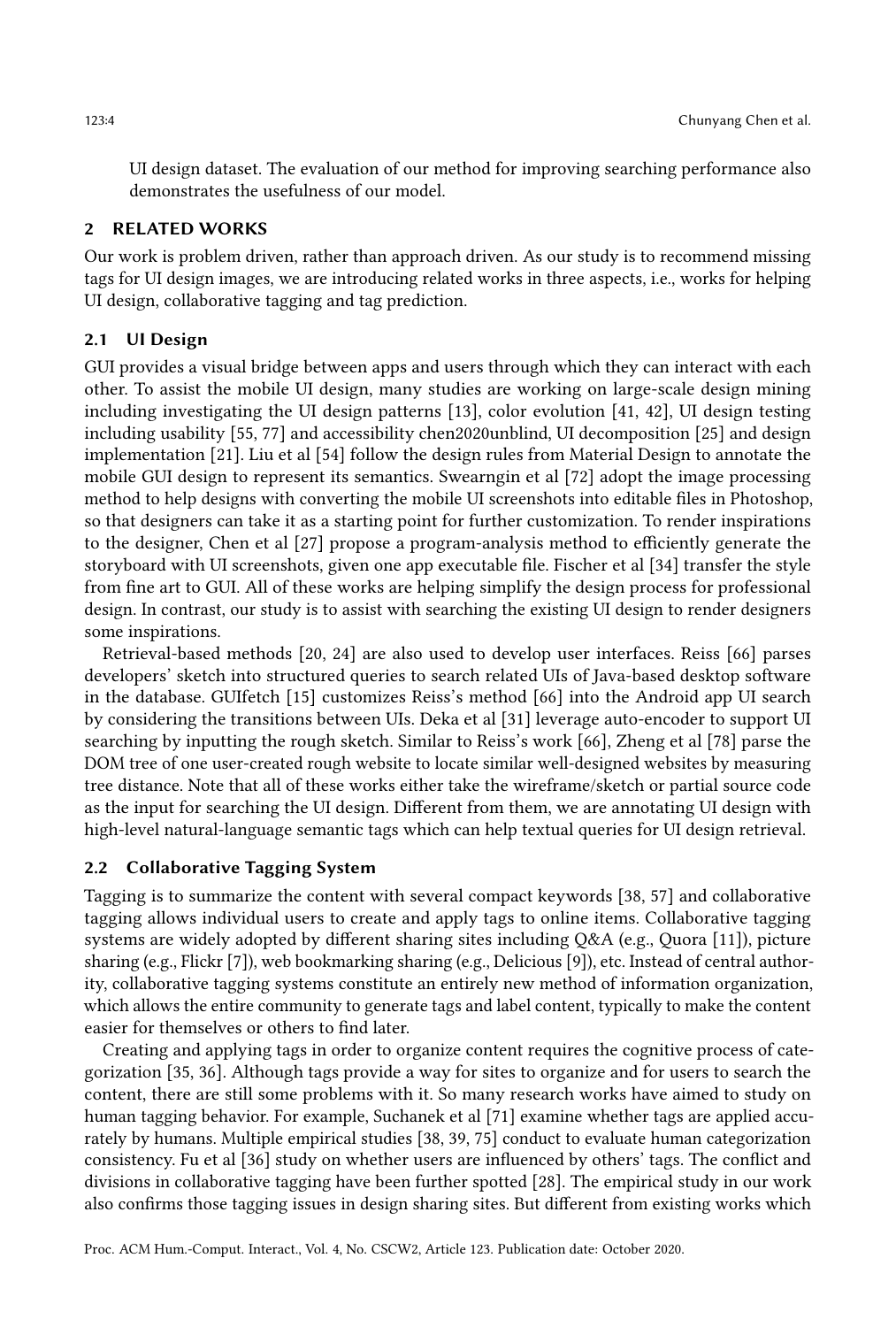UI design dataset. The evaluation of our method for improving searching performance also demonstrates the usefulness of our model.

## 2 RELATED WORKS

Our work is problem driven, rather than approach driven. As our study is to recommend missing tags for UI design images, we are introducing related works in three aspects, i.e., works for helping UI design, collaborative tagging and tag prediction.

### 2.1 UI Design

GUI provides a visual bridge between apps and users through which they can interact with each other. To assist the mobile UI design, many studies are working on large-scale design mining including investigating the UI design patterns [13], color evolution [41, 42], UI design testing including usability [55, 77] and accessibility chen2020unblind, UI decomposition [25] and design implementation [21]. Liu et al [54] follow the design rules from Material Design to annotate the mobile GUI design to represent its semantics. Swearngin et al [72] adopt the image processing method to help designs with converting the mobile UI screenshots into editable files in Photoshop, so that designers can take it as a starting point for further customization. To render inspirations to the designer, Chen et al [27] propose a program-analysis method to efficiently generate the storyboard with UI screenshots, given one app executable file. Fischer et al [34] transfer the style from fine art to GUI. All of these works are helping simplify the design process for professional design. In contrast, our study is to assist with searching the existing UI design to render designers some inspirations.

Retrieval-based methods [20, 24] are also used to develop user interfaces. Reiss [66] parses developers' sketch into structured queries to search related UIs of Java-based desktop software in the database. GUIfetch [15] customizes Reiss's method [66] into the Android app UI search by considering the transitions between UIs. Deka et al [31] leverage auto-encoder to support UI searching by inputting the rough sketch. Similar to Reiss's work [66], Zheng et al [78] parse the DOM tree of one user-created rough website to locate similar well-designed websites by measuring tree distance. Note that all of these works either take the wireframe/sketch or partial source code as the input for searching the UI design. Different from them, we are annotating UI design with high-level natural-language semantic tags which can help textual queries for UI design retrieval.

### 2.2 Collaborative Tagging System

Tagging is to summarize the content with several compact keywords [38, 57] and collaborative tagging allows individual users to create and apply tags to online items. Collaborative tagging systems are widely adopted by different sharing sites including Q&A (e.g., Quora [11]), picture sharing (e.g., Flickr [7]), web bookmarking sharing (e.g., Delicious [9]), etc. Instead of central authority, collaborative tagging systems constitute an entirely new method of information organization, which allows the entire community to generate tags and label content, typically to make the content easier for themselves or others to find later.

Creating and applying tags in order to organize content requires the cognitive process of categorization [35, 36]. Although tags provide a way for sites to organize and for users to search the content, there are still some problems with it. So many research works have aimed to study on human tagging behavior. For example, Suchanek et al [71] examine whether tags are applied accurately by humans. Multiple empirical studies [38, 39, 75] conduct to evaluate human categorization consistency. Fu et al [36] study on whether users are influenced by others' tags. The conflict and divisions in collaborative tagging have been further spotted [28]. The empirical study in our work also confirms those tagging issues in design sharing sites. But different from existing works which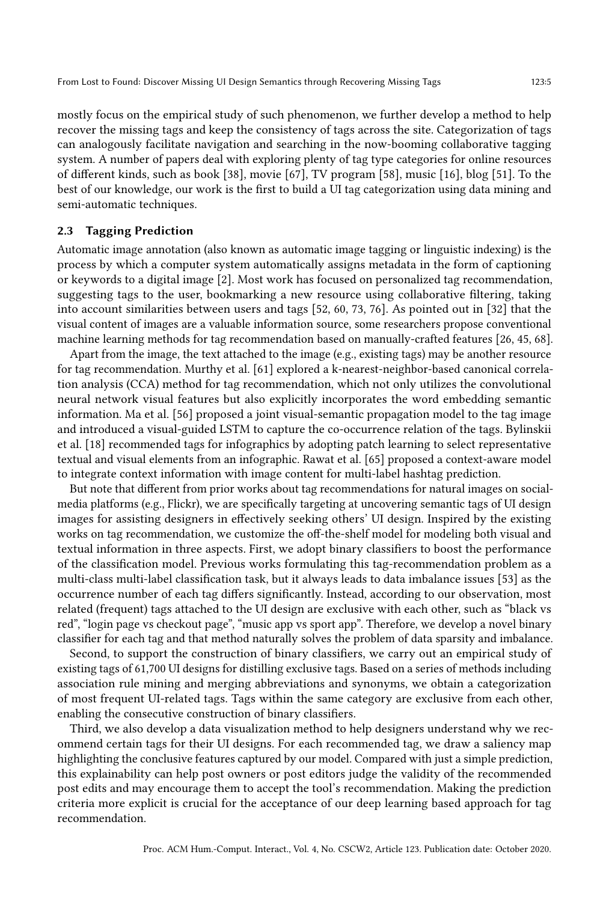mostly focus on the empirical study of such phenomenon, we further develop a method to help recover the missing tags and keep the consistency of tags across the site. Categorization of tags can analogously facilitate navigation and searching in the now-booming collaborative tagging system. A number of papers deal with exploring plenty of tag type categories for online resources of different kinds, such as book [38], movie [67], TV program [58], music [16], blog [51]. To the best of our knowledge, our work is the first to build a UI tag categorization using data mining and semi-automatic techniques.

### 2.3 Tagging Prediction

Automatic image annotation (also known as automatic image tagging or linguistic indexing) is the process by which a computer system automatically assigns metadata in the form of captioning or keywords to a digital image [2]. Most work has focused on personalized tag recommendation, suggesting tags to the user, bookmarking a new resource using collaborative filtering, taking into account similarities between users and tags [52, 60, 73, 76]. As pointed out in [32] that the visual content of images are a valuable information source, some researchers propose conventional machine learning methods for tag recommendation based on manually-crafted features [26, 45, 68].

Apart from the image, the text attached to the image (e.g., existing tags) may be another resource for tag recommendation. Murthy et al. [61] explored a k-nearest-neighbor-based canonical correlation analysis (CCA) method for tag recommendation, which not only utilizes the convolutional neural network visual features but also explicitly incorporates the word embedding semantic information. Ma et al. [56] proposed a joint visual-semantic propagation model to the tag image and introduced a visual-guided LSTM to capture the co-occurrence relation of the tags. Bylinskii et al. [18] recommended tags for infographics by adopting patch learning to select representative textual and visual elements from an infographic. Rawat et al. [65] proposed a context-aware model to integrate context information with image content for multi-label hashtag prediction.

But note that different from prior works about tag recommendations for natural images on social-media platforms (e.g., Flickr), we are specifically targeting at uncovering semantic tags of UI design images for assisting designers in effectively seeking others' UI design. Inspired by the existing works on tag recommendation, we customize the off-the-shelf model for modeling both visual and textual information in three aspects. First, we adopt binary classifiers to boost the performance of the classification model. Previous works formulating this tag-recommendation problem as a multi-class multi-label classification task, but it always leads to data imbalance issues [53] as the occurrence number of each tag differs significantly. Instead, according to our observation, most related (frequent) tags attached to the UI design are exclusive with each other, such as "black vs red", "login page vs checkout page", "music app vs sport app". Therefore, we develop a novel binary classifier for each tag and that method naturally solves the problem of data sparsity and imbalance.

Second, to support the construction of binary classifiers, we carry out an empirical study of existing tags of 61,700 UI designs for distilling exclusive tags. Based on a series of methods including association rule mining and merging abbreviations and synonyms, we obtain a categorization of most frequent UI-related tags. Tags within the same category are exclusive from each other, enabling the consecutive construction of binary classifiers.

Third, we also develop a data visualization method to help designers understand why we recommend certain tags for their UI designs. For each recommended tag, we draw a saliency map highlighting the conclusive features captured by our model. Compared with just a simple prediction, this explainability can help post owners or post editors judge the validity of the recommended post edits and may encourage them to accept the tool's recommendation. Making the prediction criteria more explicit is crucial for the acceptance of our deep learning based approach for tag recommendation.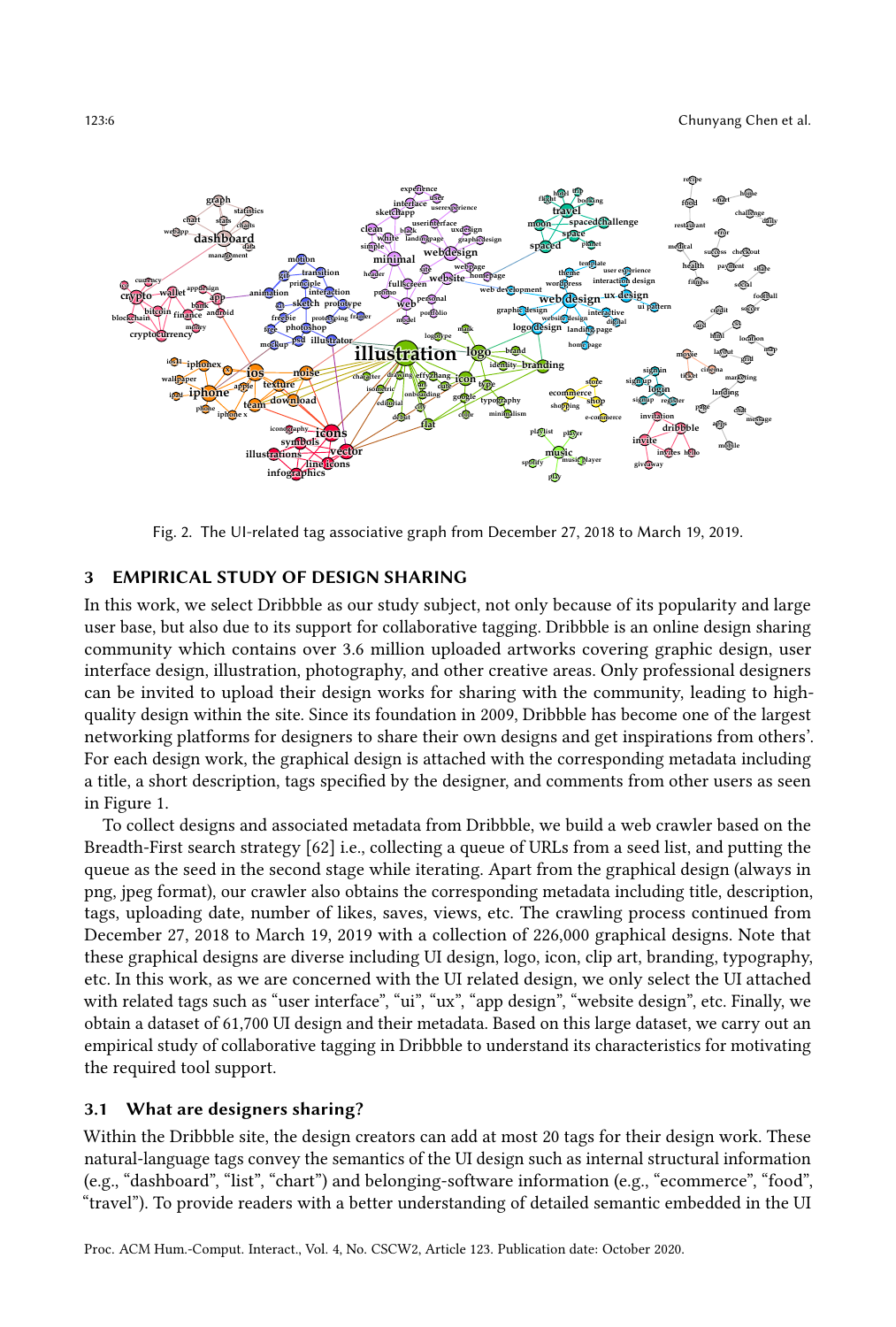Fig. 2. The UI-related tag associative graph from December 27, 2018 to March 19, 2019.

## 3 EMPIRICAL STUDY OF DESIGN SHARING

In this work, we select Dribbble as our study subject, not only because of its popularity and large user base, but also due to its support for collaborative tagging. Dribbble is an online design sharing community which contains over 3.6 million uploaded artworks covering graphic design, user interface design, illustration, photography, and other creative areas. Only professional designers can be invited to upload their design works for sharing with the community, leading to high-quality design within the site. Since its foundation in 2009, Dribbble has become one of the largest networking platforms for designers to share their own designs and get inspirations from others'. For each design work, the graphical design is attached with the corresponding metadata including a title, a short description, tags specified by the designer, and comments from other users as seen in Figure 1.

To collect designs and associated metadata from Dribbble, we build a web crawler based on the Breadth-First search strategy [62] i.e., collecting a queue of URLs from a seed list, and putting the queue as the seed in the second stage while iterating. Apart from the graphical design (always in png, jpeg format), our crawler also obtains the corresponding metadata including title, description, tags, uploading date, number of likes, saves, views, etc. The crawling process continued from December 27, 2018 to March 19, 2019 with a collection of 226,000 graphical designs. Note that these graphical designs are diverse including UI design, logo, icon, clip art, branding, typography, etc. In this work, as we are concerned with the UI related design, we only select the UI attached with related tags such as "user interface", "ui", "ux", "app design", "website design", etc. Finally, we obtain a dataset of 61,700 UI design and their metadata. Based on this large dataset, we carry out an empirical study of collaborative tagging in Dribbble to understand its characteristics for motivating the required tool support.

### 3.1 What are designers sharing?

Within the Dribbble site, the design creators can add at most 20 tags for their design work. These natural-language tags convey the semantics of the UI design such as internal structural information (e.g., "dashboard", "list", "chart") and belonging-software information (e.g., "ecommerce", "food", "travel"). To provide readers with a better understanding of detailed semantic embedded in the UI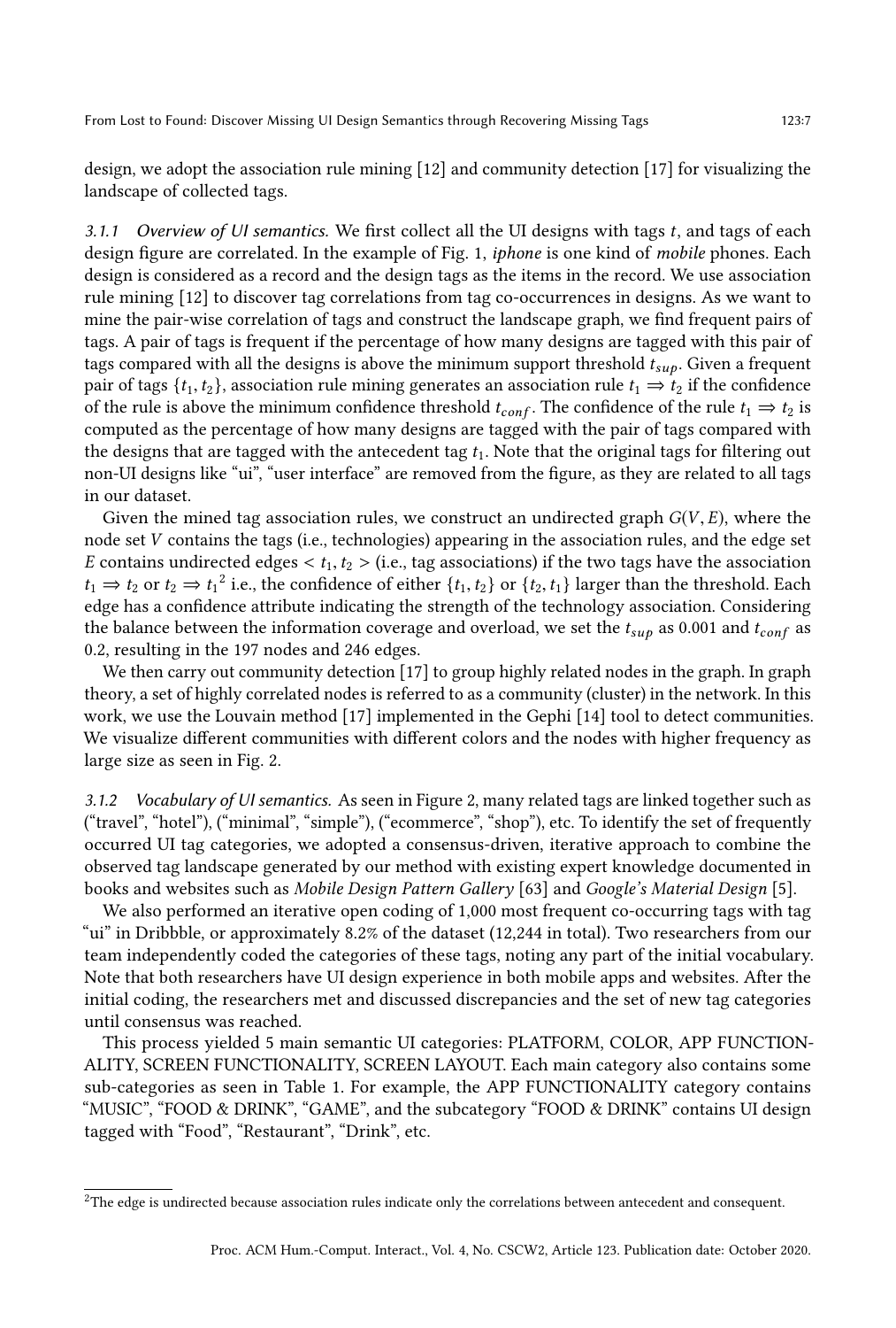design, we adopt the association rule mining [12] and community detection [17] for visualizing the landscape of collected tags.

#### 3.1.1 Overview of UI semantics.

We first collect all the UI designs with tags $t$, and tags of each design figure are correlated. In the example of Fig. 1, *iphone* is one kind of *mobile* phones. Each design is considered as a record and the design tags as the items in the record. We use association rule mining [12] to discover tag correlations from tag co-occurrences in designs. As we want to mine the pair-wise correlation of tags and construct the landscape graph, we find frequent pairs of tags. A pair of tags is frequent if the percentage of how many designs are tagged with this pair of tags compared with all the designs is above the minimum support threshold $t_{sup}$. Given a frequent pair of tags $\{t_1, t_2\}$, association rule mining generates an association rule $t_1 \Rightarrow t_2$ if the confidence of the rule is above the minimum confidence threshold $t_{conf}$. The confidence of the rule $t_1 \Rightarrow t_2$ is computed as the percentage of how many designs are tagged with the pair of tags compared with the designs that are tagged with the antecedent tag $t_1$. Note that the original tags for filtering out non-UI designs like "ui", "user interface" are removed from the figure, as they are related to all tags in our dataset.

Given the mined tag association rules, we construct an undirected graph $G(V, E)$, where the node set $V$ contains the tags (i.e., technologies) appearing in the association rules, and the edge set $E$ contains undirected edges $< t_1, t_2 >$ (i.e., tag associations) if the two tags have the association $t_1 \Rightarrow t_2$ or $t_2 \Rightarrow t_1$[2] i.e., the confidence of either $\{t_1, t_2\}$ or $\{t_2, t_1\}$ larger than the threshold. Each edge has a confidence attribute indicating the strength of the technology association. Considering the balance between the information coverage and overload, we set the $t_{sup}$ as 0.001 and $t_{conf}$ as 0.2, resulting in the 197 nodes and 246 edges.

We then carry out community detection [17] to group highly related nodes in the graph. In graph theory, a set of highly correlated nodes is referred to as a community (cluster) in the network. In this work, we use the Louvain method [17] implemented in the Gephi [14] tool to detect communities. We visualize different communities with different colors and the nodes with higher frequency as large size as seen in Fig. 2.

#### 3.1.2 Vocabulary of UI semantics.

As seen in Figure 2, many related tags are linked together such as ("travel", "hotel"), ("minimal", "simple"), ("ecommerce", "shop"), etc. To identify the set of frequently occurred UI tag categories, we adopted a consensus-driven, iterative approach to combine the observed tag landscape generated by our method with existing expert knowledge documented in books and websites such as *Mobile Design Pattern Gallery* [63] and *Google's Material Design* [5].

We also performed an iterative open coding of 1,000 most frequent co-occurring tags with tag "ui" in Dribbble, or approximately 8.2% of the dataset (12,244 in total). Two researchers from our team independently coded the categories of these tags, noting any part of the initial vocabulary. Note that both researchers have UI design experience in both mobile apps and websites. After the initial coding, the researchers met and discussed discrepancies and the set of new tag categories until consensus was reached.

This process yielded 5 main semantic UI categories: PLATFORM, COLOR, APP FUNCTIONALITY, SCREEN FUNCTIONALITY, SCREEN LAYOUT. Each main category also contains some sub-categories as seen in Table 1. For example, the APP FUNCTIONALITY category contains "MUSIC", "FOOD & DRINK", "GAME", and the subcategory "FOOD & DRINK" contains UI design tagged with "Food", "Restaurant", "Drink", etc.

---

[2] The edge is undirected because association rules indicate only the correlations between antecedent and consequent.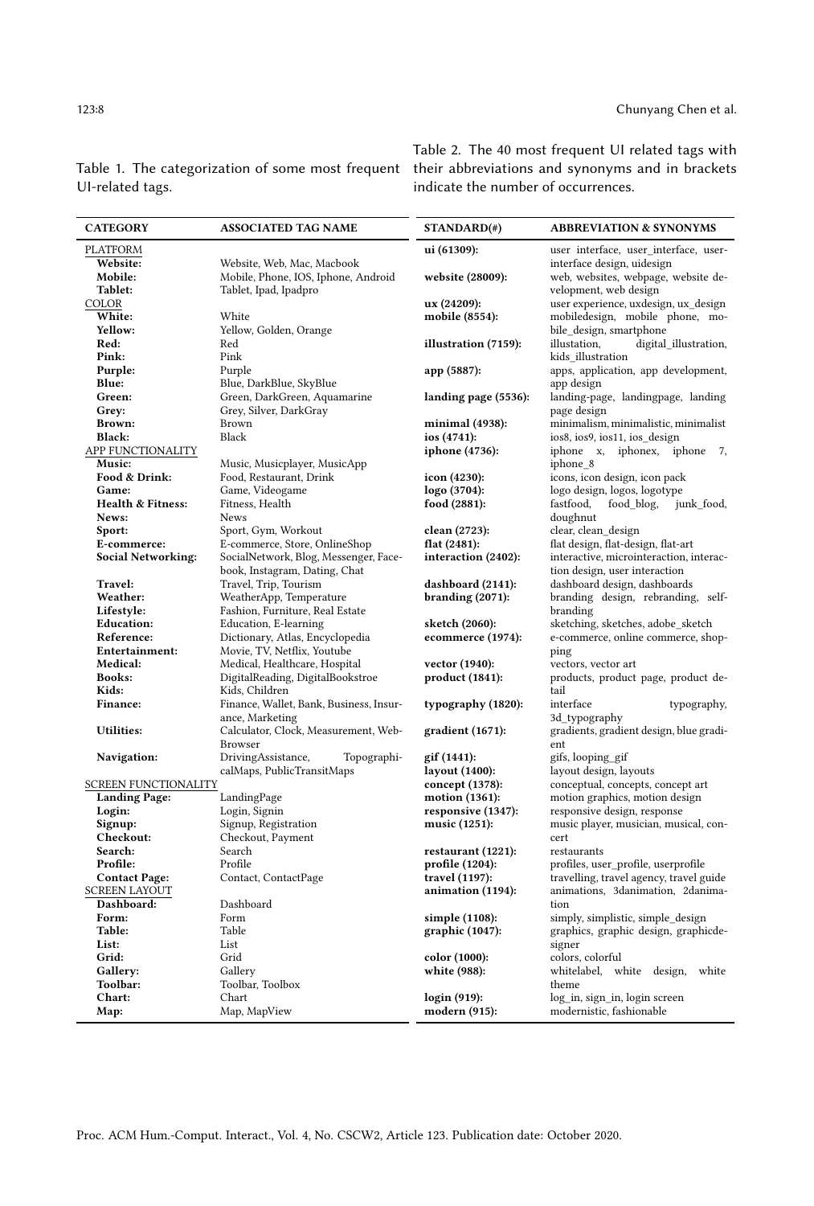Table 1. The categorization of some most frequent UI-related tags.

| CATEGORY | ASSOCIATED TAG NAME |
|---|---|
| PLATFORM | |
| **Website:** | Website, Web, Mac, Macbook |
| **Mobile:** | Mobile, Phone, IOS, Iphone, Android |
| **Tablet:** | Tablet, Ipad, Ipadpro |
| COLOR | |
| **White:** | White |
| **Yellow:** | Yellow, Golden, Orange |
| **Red:** | Red |
| **Pink:** | Pink |
| **Purple:** | Purple |
| **Blue:** | Blue, DarkBlue, SkyBlue |
| **Green:** | Green, DarkGreen, Aquamarine |
| **Grey:** | Grey, Silver, DarkGray |
| **Brown:** | Brown |
| **Black:** | Black |
| APP FUNCTIONALITY | |
| **Music:** | Music, Musicplayer, MusicApp |
| **Food & Drink:** | Food, Restaurant, Drink |
| **Game:** | Game, Videogame |
| **Health & Fitness:** | Fitness, Health |
| **News:** | News |
| **Sport:** | Sport, Gym, Workout |
| **E-commerce:** | E-commerce, Store, OnlineShop |
| **Social Networking:** | SocialNetwork, Blog, Messenger, Facebook, Instagram, Dating, Chat |
| **Travel:** | Travel, Trip, Tourism |
| **Weather:** | WeatherApp, Temperature |
| **Lifestyle:** | Fashion, Furniture, Real Estate |
| **Education:** | Education, E-learning |
| **Reference:** | Dictionary, Atlas, Encyclopedia |
| **Entertainment:** | Movie, TV, Netflix, Youtube |
| **Medical:** | Medical, Healthcare, Hospital |
| **Books:** | DigitalReading, DigitalBookstroe |
| **Kids:** | Kids, Children |
| **Finance:** | Finance, Wallet, Bank, Business, Insurance, Marketing |
| **Utilities:** | Calculator, Clock, Measurement, WebBrowser |
| **Navigation:** | DrivingAssistance, TopographicalMaps, PublicTransitMaps |
| SCREEN FUNCTIONALITY | |
| **Landing Page:** | LandingPage |
| **Login:** | Login, Signin |
| **Signup:** | Signup, Registration |
| **Checkout:** | Checkout, Payment |
| **Search:** | Search |
| **Profile:** | Profile |
| **Contact Page:** | Contact, ContactPage |
| SCREEN LAYOUT | |
| **Dashboard:** | Dashboard |
| **Form:** | Form |
| **Table:** | Table |
| **List:** | List |
| **Grid:** | Grid |
| **Gallery:** | Gallery |
| **Toolbar:** | Toolbar, Toolbox |
| **Chart:** | Chart |
| **Map:** | Map, MapView |

Table 2. The 40 most frequent UI related tags with their abbreviations and synonyms and in brackets indicate the number of occurrences.

| STANDARD(#) | ABBREVIATION & SYNONYMS |
|---|---|
| **ui (61309):** | user interface, user_interface, user-interface design, uidesign |
| **website (28009):** | web, websites, webpage, website development, web design |
| **ux (24209):** | user experience, uxdesign, ux_design |
| **mobile (8554):** | mobiledesign, mobile phone, mobile_design, smartphone |
| **illustration (7159):** | illustation, digital_illustration, kids_illustration |
| **app (5887):** | apps, application, app development, app design |
| **landing page (5536):** | landing-page, landingpage, landing page design |
| **minimal (4938):** | minimalism, minimalistic, minimalist |
| **ios (4741):** | ios8, ios9, ios11, ios_design |
| **iphone (4736):** | iphone x, iphonex, iphone 7, iphone_8 |
| **icon (4230):** | icons, icon design, icon pack |
| **logo (3704):** | logo design, logos, logotype |
| **food (2881):** | fastfood, food_blog, junk_food, doughnut |
| **clean (2723):** | clear, clean_design |
| **flat (2481):** | flat design, flat-design, flat-art |
| **interaction (2402):** | interactive, microinteraction, interaction design, user interaction |
| **dashboard (2141):** | dashboard design, dashboards |
| **branding (2071):** | branding design, rebranding, self-branding |
| **sketch (2060):** | sketching, sketches, adobe_sketch |
| **ecommerce (1974):** | e-commerce, online commerce, shopping |
| **vector (1940):** | vectors, vector art |
| **product (1841):** | products, product page, product detail |
| **typography (1820):** | interface typography, 3d_typography |
| **gradient (1671):** | gradients, gradient design, blue gradient |
| **gif (1441):** | gifs, looping_gif |
| **layout (1400):** | layout design, layouts |
| **concept (1378):** | conceptual, concepts, concept art |
| **motion (1361):** | motion graphics, motion design |
| **responsive (1347):** | responsive design, response |
| **music (1251):** | music player, musician, musical, concert |
| **restaurant (1221):** | restaurants |
| **profile (1204):** | profiles, user_profile, userprofile |
| **travel (1197):** | travelling, travel agency, travel guide |
| **animation (1194):** | animations, 3danimation, 2danimation |
| **simple (1108):** | simply, simplistic, simple_design |
| **graphic (1047):** | graphics, graphic design, graphicdesigner |
| **color (1000):** | colors, colorful |
| **white (988):** | whitelabel, white design, white theme |
| **login (919):** | log_in, sign_in, login screen |
| **modern (915):** | modernistic, fashionable |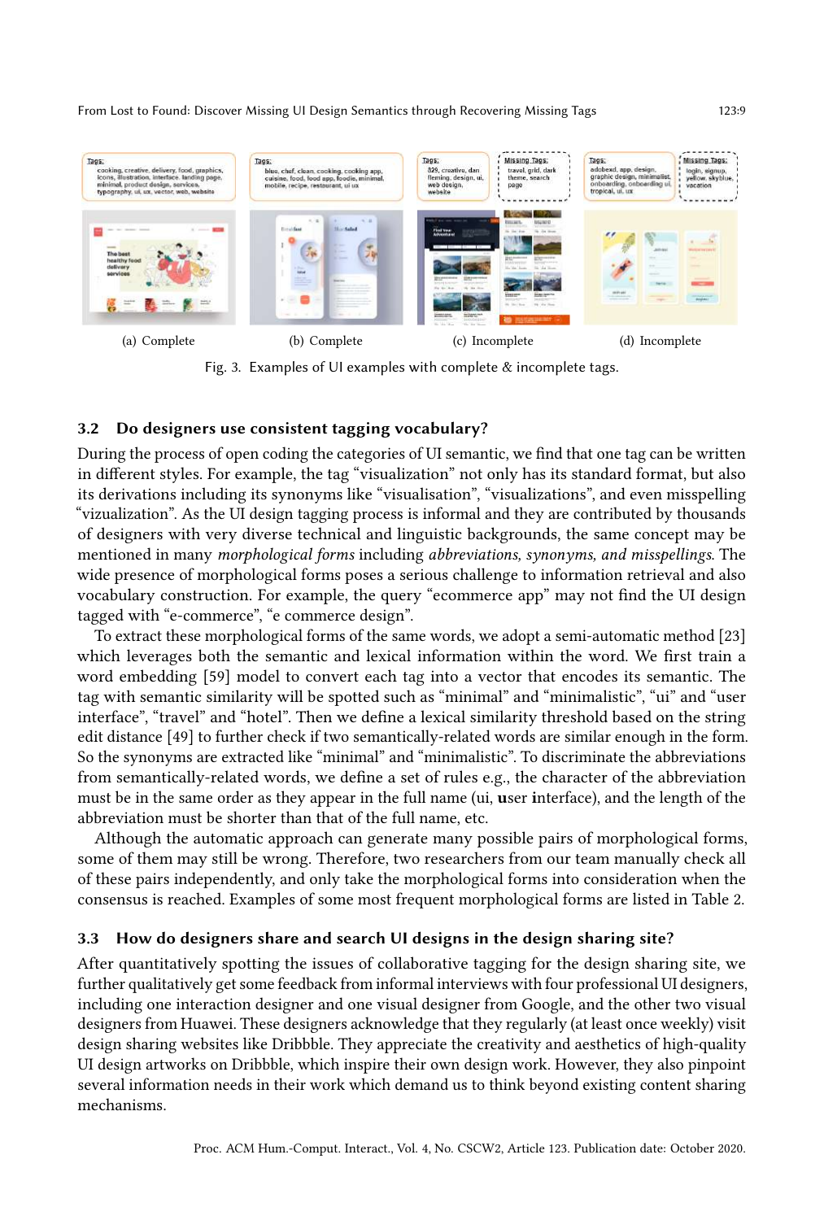Tags: cooking, creative, delivery, food, graphics, icons, illustration, interface, landing page, minimal, product design, services, typography, ui, ux, vector, web, website

Tags: blue, chef, clean, cooking, cooking app, cuisine, food, food app, foodie, minimal, mobile, recipe, restaurant, ui ux

Tags: 829, creative, dan fleming, design, ui, web design, website

Missing Tags: travel, grid, dark theme, search page

Tags: adobexd, app, design, graphic design, minimalist, onboarding, onboarding ui, tropical, ui, ux

Missing Tags: login, signup, yellow, skyblue, vacation

(a) Complete (b) Complete (c) Incomplete (d) Incomplete

Fig. 3. Examples of UI examples with complete & incomplete tags.

### 3.2 Do designers use consistent tagging vocabulary?

During the process of open coding the categories of UI semantic, we find that one tag can be written in different styles. For example, the tag "visualization" not only has its standard format, but also its derivations including its synonyms like "visualisation", "visualizations", and even misspelling "vizualization". As the UI design tagging process is informal and they are contributed by thousands of designers with very diverse technical and linguistic backgrounds, the same concept may be mentioned in many *morphological forms* including *abbreviations, synonyms, and misspellings*. The wide presence of morphological forms poses a serious challenge to information retrieval and also vocabulary construction. For example, the query "ecommerce app" may not find the UI design tagged with "e-commerce", "e commerce design".

To extract these morphological forms of the same words, we adopt a semi-automatic method [23] which leverages both the semantic and lexical information within the word. We first train a word embedding [59] model to convert each tag into a vector that encodes its semantic. The tag with semantic similarity will be spotted such as "minimal" and "minimalistic", "ui" and "user interface", "travel" and "hotel". Then we define a lexical similarity threshold based on the string edit distance [49] to further check if two semantically-related words are similar enough in the form. So the synonyms are extracted like "minimal" and "minimalistic". To discriminate the abbreviations from semantically-related words, we define a set of rules e.g., the character of the abbreviation must be in the same order as they appear in the full name (ui, **u**ser **i**nterface), and the length of the abbreviation must be shorter than that of the full name, etc.

Although the automatic approach can generate many possible pairs of morphological forms, some of them may still be wrong. Therefore, two researchers from our team manually check all of these pairs independently, and only take the morphological forms into consideration when the consensus is reached. Examples of some most frequent morphological forms are listed in Table 2.

### 3.3 How do designers share and search UI designs in the design sharing site?

After quantitatively spotting the issues of collaborative tagging for the design sharing site, we further qualitatively get some feedback from informal interviews with four professional UI designers, including one interaction designer and one visual designer from Google, and the other two visual designers from Huawei. These designers acknowledge that they regularly (at least once weekly) visit design sharing websites like Dribbble. They appreciate the creativity and aesthetics of high-quality UI design artworks on Dribbble, which inspire their own design work. However, they also pinpoint several information needs in their work which demand us to think beyond existing content sharing mechanisms.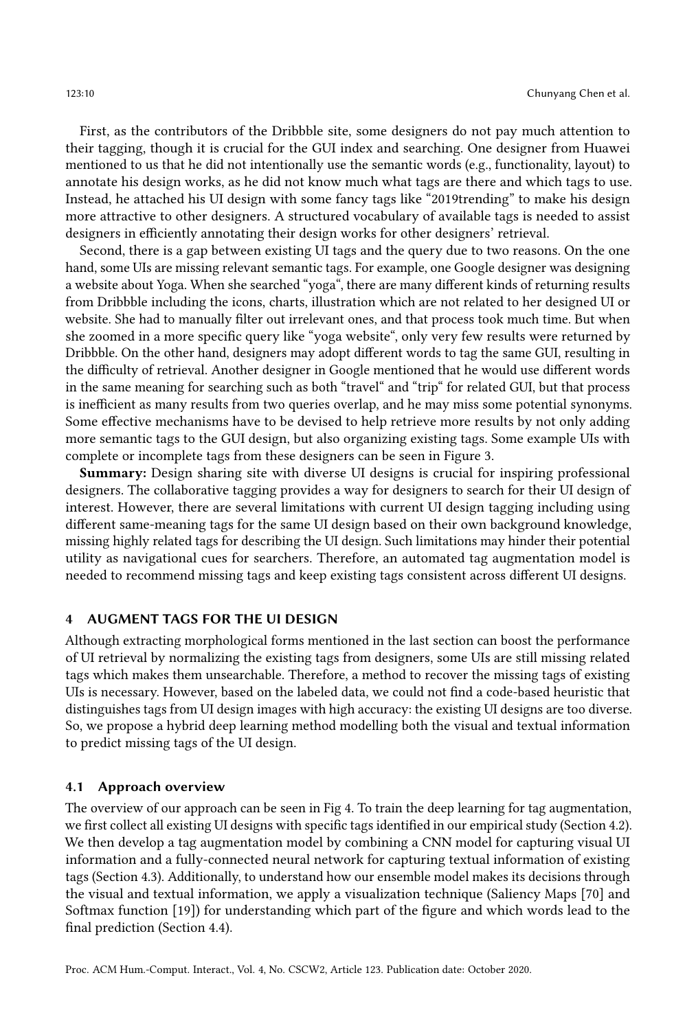First, as the contributors of the Dribbble site, some designers do not pay much attention to their tagging, though it is crucial for the GUI index and searching. One designer from Huawei mentioned to us that he did not intentionally use the semantic words (e.g., functionality, layout) to annotate his design works, as he did not know much what tags are there and which tags to use. Instead, he attached his UI design with some fancy tags like "2019trending" to make his design more attractive to other designers. A structured vocabulary of available tags is needed to assist designers in efficiently annotating their design works for other designers' retrieval.

Second, there is a gap between existing UI tags and the query due to two reasons. On the one hand, some UIs are missing relevant semantic tags. For example, one Google designer was designing a website about Yoga. When she searched "yoga", there are many different kinds of returning results from Dribbble including the icons, charts, illustration which are not related to her designed UI or website. She had to manually filter out irrelevant ones, and that process took much time. But when she zoomed in a more specific query like "yoga website", only very few results were returned by Dribbble. On the other hand, designers may adopt different words to tag the same GUI, resulting in the difficulty of retrieval. Another designer in Google mentioned that he would use different words in the same meaning for searching such as both "travel" and "trip" for related GUI, but that process is inefficient as many results from two queries overlap, and he may miss some potential synonyms. Some effective mechanisms have to be devised to help retrieve more results by not only adding more semantic tags to the GUI design, but also organizing existing tags. Some example UIs with complete or incomplete tags from these designers can be seen in Figure 3.

**Summary:** Design sharing site with diverse UI designs is crucial for inspiring professional designers. The collaborative tagging provides a way for designers to search for their UI design of interest. However, there are several limitations with current UI design tagging including using different same-meaning tags for the same UI design based on their own background knowledge, missing highly related tags for describing the UI design. Such limitations may hinder their potential utility as navigational cues for searchers. Therefore, an automated tag augmentation model is needed to recommend missing tags and keep existing tags consistent across different UI designs.

## 4 AUGMENT TAGS FOR THE UI DESIGN

Although extracting morphological forms mentioned in the last section can boost the performance of UI retrieval by normalizing the existing tags from designers, some UIs are still missing related tags which makes them unsearchable. Therefore, a method to recover the missing tags of existing UIs is necessary. However, based on the labeled data, we could not find a code-based heuristic that distinguishes tags from UI design images with high accuracy: the existing UI designs are too diverse. So, we propose a hybrid deep learning method modelling both the visual and textual information to predict missing tags of the UI design.

### 4.1 Approach overview

The overview of our approach can be seen in Fig 4. To train the deep learning for tag augmentation, we first collect all existing UI designs with specific tags identified in our empirical study (Section 4.2). We then develop a tag augmentation model by combining a CNN model for capturing visual UI information and a fully-connected neural network for capturing textual information of existing tags (Section 4.3). Additionally, to understand how our ensemble model makes its decisions through the visual and textual information, we apply a visualization technique (Saliency Maps [70] and Softmax function [19]) for understanding which part of the figure and which words lead to the final prediction (Section 4.4).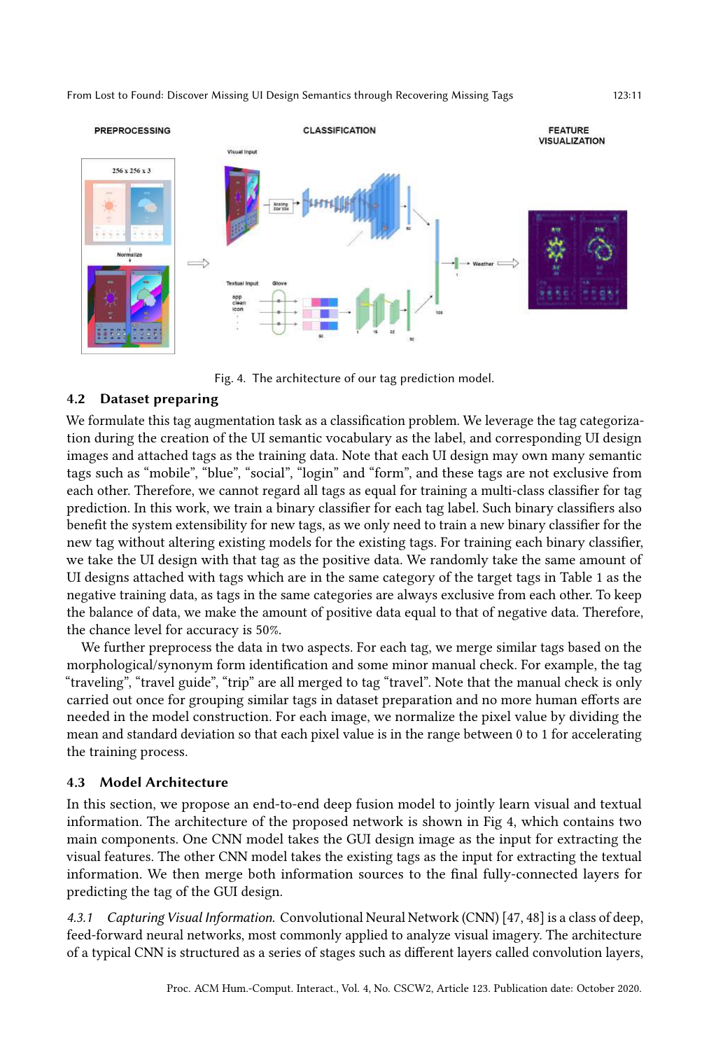Fig. 4. The architecture of our tag prediction model.

## 4.2 Dataset preparing

We formulate this tag augmentation task as a classification problem. We leverage the tag categorization during the creation of the UI semantic vocabulary as the label, and corresponding UI design images and attached tags as the training data. Note that each UI design may own many semantic tags such as "mobile", "blue", "social", "login" and "form", and these tags are not exclusive from each other. Therefore, we cannot regard all tags as equal for training a multi-class classifier for tag prediction. In this work, we train a binary classifier for each tag label. Such binary classifiers also benefit the system extensibility for new tags, as we only need to train a new binary classifier for the new tag without altering existing models for the existing tags. For training each binary classifier, we take the UI design with that tag as the positive data. We randomly take the same amount of UI designs attached with tags which are in the same category of the target tags in Table 1 as the negative training data, as tags in the same categories are always exclusive from each other. To keep the balance of data, we make the amount of positive data equal to that of negative data. Therefore, the chance level for accuracy is 50%.

We further preprocess the data in two aspects. For each tag, we merge similar tags based on the morphological/synonym form identification and some minor manual check. For example, the tag "traveling", "travel guide", "trip" are all merged to tag "travel". Note that the manual check is only carried out once for grouping similar tags in dataset preparation and no more human efforts are needed in the model construction. For each image, we normalize the pixel value by dividing the mean and standard deviation so that each pixel value is in the range between 0 to 1 for accelerating the training process.

## 4.3 Model Architecture

In this section, we propose an end-to-end deep fusion model to jointly learn visual and textual information. The architecture of the proposed network is shown in Fig 4, which contains two main components. One CNN model takes the GUI design image as the input for extracting the visual features. The other CNN model takes the existing tags as the input for extracting the textual information. We then merge both information sources to the final fully-connected layers for predicting the tag of the GUI design.

*4.3.1 Capturing Visual Information.* Convolutional Neural Network (CNN) [47, 48] is a class of deep, feed-forward neural networks, most commonly applied to analyze visual imagery. The architecture of a typical CNN is structured as a series of stages such as different layers called convolution layers,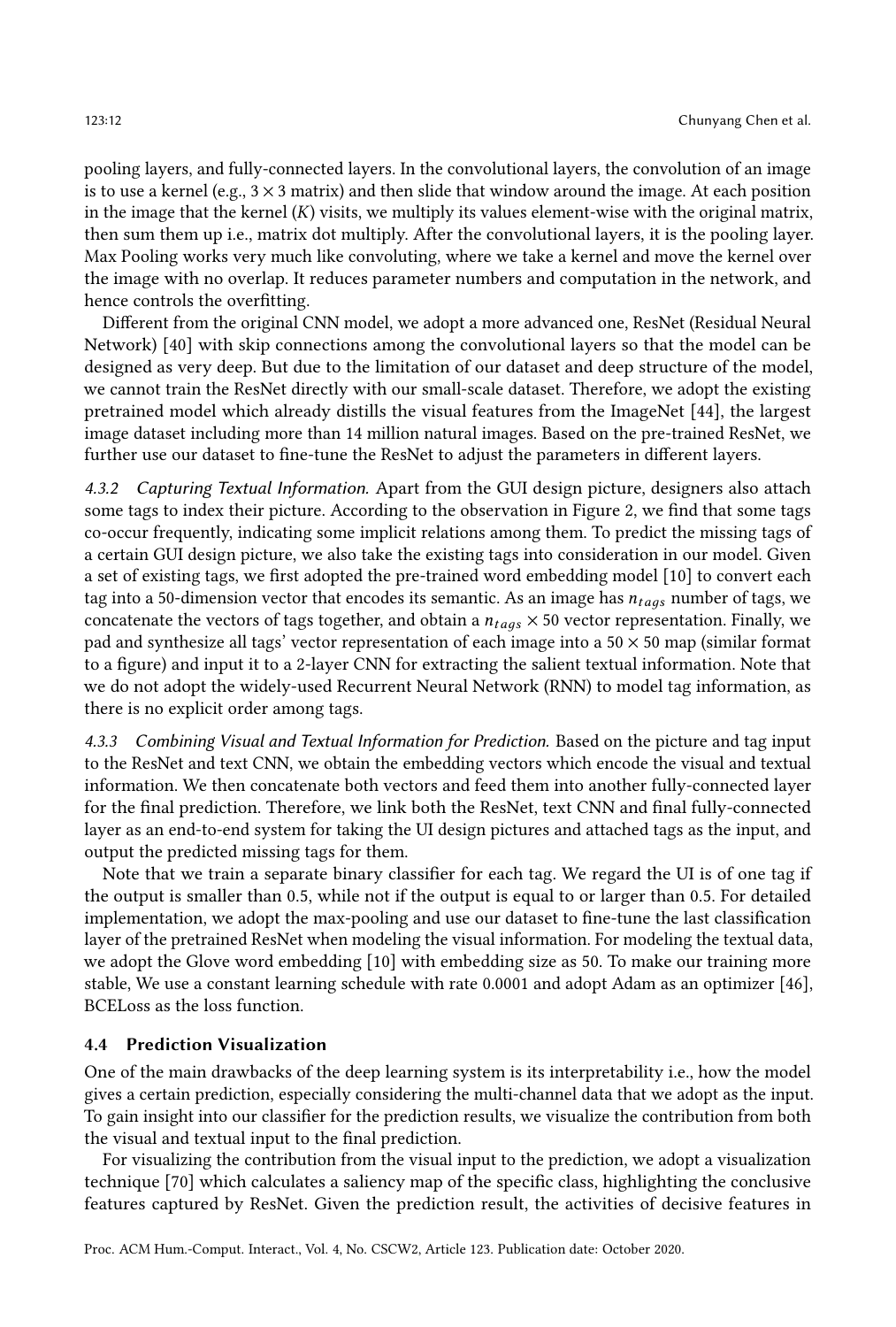pooling layers, and fully-connected layers. In the convolutional layers, the convolution of an image is to use a kernel (e.g., $3 \times 3$ matrix) and then slide that window around the image. At each position in the image that the kernel ($K$) visits, we multiply its values element-wise with the original matrix, then sum them up i.e., matrix dot multiply. After the convolutional layers, it is the pooling layer. Max Pooling works very much like convoluting, where we take a kernel and move the kernel over the image with no overlap. It reduces parameter numbers and computation in the network, and hence controls the overfitting.

Different from the original CNN model, we adopt a more advanced one, ResNet (Residual Neural Network) [40] with skip connections among the convolutional layers so that the model can be designed as very deep. But due to the limitation of our dataset and deep structure of the model, we cannot train the ResNet directly with our small-scale dataset. Therefore, we adopt the existing pretrained model which already distills the visual features from the ImageNet [44], the largest image dataset including more than 14 million natural images. Based on the pre-trained ResNet, we further use our dataset to fine-tune the ResNet to adjust the parameters in different layers.

#### 4.3.2 Capturing Textual Information.

Apart from the GUI design picture, designers also attach some tags to index their picture. According to the observation in Figure 2, we find that some tags co-occur frequently, indicating some implicit relations among them. To predict the missing tags of a certain GUI design picture, we also take the existing tags into consideration in our model. Given a set of existing tags, we first adopted the pre-trained word embedding model [10] to convert each tag into a 50-dimension vector that encodes its semantic. As an image has $n_{tags}$ number of tags, we concatenate the vectors of tags together, and obtain a $n_{tags} \times 50$ vector representation. Finally, we pad and synthesize all tags' vector representation of each image into a $50 \times 50$ map (similar format to a figure) and input it to a 2-layer CNN for extracting the salient textual information. Note that we do not adopt the widely-used Recurrent Neural Network (RNN) to model tag information, as there is no explicit order among tags.

#### 4.3.3 Combining Visual and Textual Information for Prediction.

Based on the picture and tag input to the ResNet and text CNN, we obtain the embedding vectors which encode the visual and textual information. We then concatenate both vectors and feed them into another fully-connected layer for the final prediction. Therefore, we link both the ResNet, text CNN and final fully-connected layer as an end-to-end system for taking the UI design pictures and attached tags as the input, and output the predicted missing tags for them.

Note that we train a separate binary classifier for each tag. We regard the UI is of one tag if the output is smaller than 0.5, while not if the output is equal to or larger than 0.5. For detailed implementation, we adopt the max-pooling and use our dataset to fine-tune the last classification layer of the pretrained ResNet when modeling the visual information. For modeling the textual data, we adopt the Glove word embedding [10] with embedding size as 50. To make our training more stable, We use a constant learning schedule with rate 0.0001 and adopt Adam as an optimizer [46], BCELoss as the loss function.

### 4.4 Prediction Visualization

One of the main drawbacks of the deep learning system is its interpretability i.e., how the model gives a certain prediction, especially considering the multi-channel data that we adopt as the input. To gain insight into our classifier for the prediction results, we visualize the contribution from both the visual and textual input to the final prediction.

For visualizing the contribution from the visual input to the prediction, we adopt a visualization technique [70] which calculates a saliency map of the specific class, highlighting the conclusive features captured by ResNet. Given the prediction result, the activities of decisive features in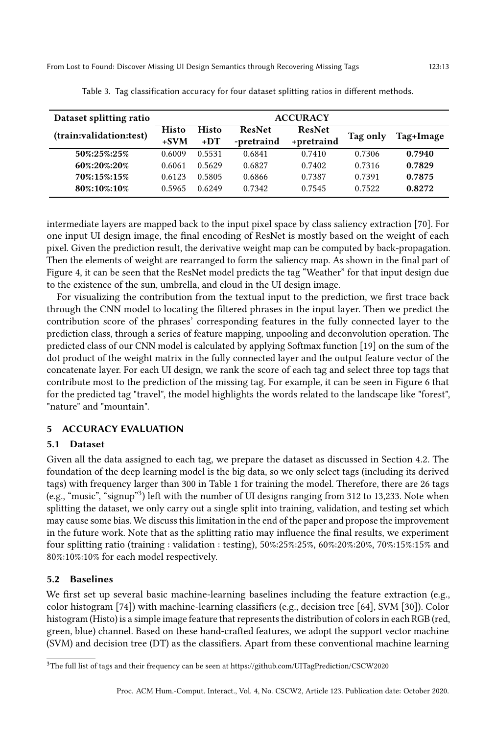Table 3. Tag classification accuracy for four dataset splitting ratios in different methods.

| Dataset splitting ratio (train:validation:test) | ACCURACY | | | | | |
|---|---|---|---|---|---|---|
| | Histo +SVM | Histo +DT | ResNet -pretraind | ResNet +pretraind | Tag only | Tag+Image |
| **50%:25%:25%** | 0.6009 | 0.5531 | 0.6841 | 0.7410 | 0.7306 | **0.7940** |
| **60%:20%:20%** | 0.6061 | 0.5629 | 0.6827 | 0.7402 | 0.7316 | **0.7829** |
| **70%:15%:15%** | 0.6123 | 0.5805 | 0.6866 | 0.7387 | 0.7391 | **0.7875** |
| **80%:10%:10%** | 0.5965 | 0.6249 | 0.7342 | 0.7545 | 0.7522 | **0.8272** |

intermediate layers are mapped back to the input pixel space by class saliency extraction [70]. For one input UI design image, the final encoding of ResNet is mostly based on the weight of each pixel. Given the prediction result, the derivative weight map can be computed by back-propagation. Then the elements of weight are rearranged to form the saliency map. As shown in the final part of Figure 4, it can be seen that the ResNet model predicts the tag "Weather" for that input design due to the existence of the sun, umbrella, and cloud in the UI design image.

For visualizing the contribution from the textual input to the prediction, we first trace back through the CNN model to locating the filtered phrases in the input layer. Then we predict the contribution score of the phrases' corresponding features in the fully connected layer to the prediction class, through a series of feature mapping, unpooling and deconvolution operation. The predicted class of our CNN model is calculated by applying Softmax function [19] on the sum of the dot product of the weight matrix in the fully connected layer and the output feature vector of the concatenate layer. For each UI design, we rank the score of each tag and select three top tags that contribute most to the prediction of the missing tag. For example, it can be seen in Figure 6 that for the predicted tag "travel", the model highlights the words related to the landscape like "forest", "nature" and "mountain".

## 5 ACCURACY EVALUATION

### 5.1 Dataset

Given all the data assigned to each tag, we prepare the dataset as discussed in Section 4.2. The foundation of the deep learning model is the big data, so we only select tags (including its derived tags) with frequency larger than 300 in Table 1 for training the model. Therefore, there are 26 tags (e.g., "music", "signup"[3]) left with the number of UI designs ranging from 312 to 13,233. Note when splitting the dataset, we only carry out a single split into training, validation, and testing set which may cause some bias. We discuss this limitation in the end of the paper and propose the improvement in the future work. Note that as the splitting ratio may influence the final results, we experiment four splitting ratio (training : validation : testing), 50%:25%:25%, 60%:20%:20%, 70%:15%:15% and 80%:10%:10% for each model respectively.

### 5.2 Baselines

We first set up several basic machine-learning baselines including the feature extraction (e.g., color histogram [74]) with machine-learning classifiers (e.g., decision tree [64], SVM [30]). Color histogram (Histo) is a simple image feature that represents the distribution of colors in each RGB (red, green, blue) channel. Based on these hand-crafted features, we adopt the support vector machine (SVM) and decision tree (DT) as the classifiers. Apart from these conventional machine learning

[3]The full list of tags and their frequency can be seen at https://github.com/UITagPrediction/CSCW2020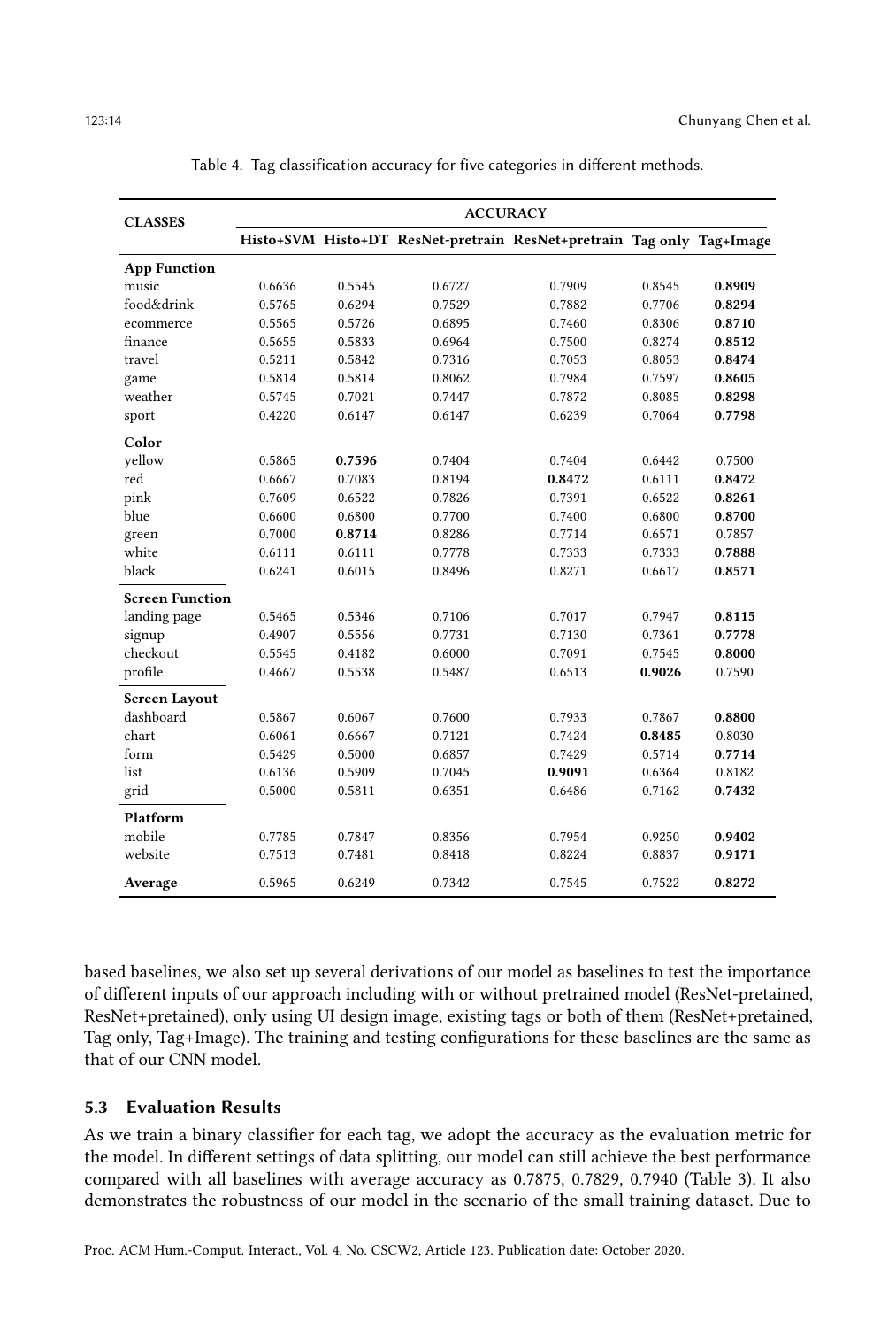Table 4. Tag classification accuracy for five categories in different methods.

| CLASSES | ACCURACY | | | | | |
|---|---|---|---|---|---|---|
| | Histo+SVM | Histo+DT | ResNet-pretrain | ResNet+pretrain | Tag only | Tag+Image |
| **App Function** | | | | | | |
| music | 0.6636 | 0.5545 | 0.6727 | 0.7909 | 0.8545 | **0.8909** |
| food&drink | 0.5765 | 0.6294 | 0.7529 | 0.7882 | 0.7706 | **0.8294** |
| ecommerce | 0.5565 | 0.5726 | 0.6895 | 0.7460 | 0.8306 | **0.8710** |
| finance | 0.5655 | 0.5833 | 0.6964 | 0.7500 | 0.8274 | **0.8512** |
| travel | 0.5211 | 0.5842 | 0.7316 | 0.7053 | 0.8053 | **0.8474** |
| game | 0.5814 | 0.5814 | 0.8062 | 0.7984 | 0.7597 | **0.8605** |
| weather | 0.5745 | 0.7021 | 0.7447 | 0.7872 | 0.8085 | **0.8298** |
| sport | 0.4220 | 0.6147 | 0.6147 | 0.6239 | 0.7064 | **0.7798** |
| **Color** | | | | | | |
| yellow | 0.5865 | **0.7596** | 0.7404 | 0.7404 | 0.6442 | 0.7500 |
| red | 0.6667 | 0.7083 | 0.8194 | **0.8472** | 0.6111 | **0.8472** |
| pink | 0.7609 | 0.6522 | 0.7826 | 0.7391 | 0.6522 | **0.8261** |
| blue | 0.6600 | 0.6800 | 0.7700 | 0.7400 | 0.6800 | **0.8700** |
| green | 0.7000 | **0.8714** | 0.8286 | 0.7714 | 0.6571 | 0.7857 |
| white | 0.6111 | 0.6111 | 0.7778 | 0.7333 | 0.7333 | **0.7888** |
| black | 0.6241 | 0.6015 | 0.8496 | 0.8271 | 0.6617 | **0.8571** |
| **Screen Function** | | | | | | |
| landing page | 0.5465 | 0.5346 | 0.7106 | 0.7017 | 0.7947 | **0.8115** |
| signup | 0.4907 | 0.5556 | 0.7731 | 0.7130 | 0.7361 | **0.7778** |
| checkout | 0.5545 | 0.4182 | 0.6000 | 0.7091 | 0.7545 | **0.8000** |
| profile | 0.4667 | 0.5538 | 0.5487 | 0.6513 | **0.9026** | 0.7590 |
| **Screen Layout** | | | | | | |
| dashboard | 0.5867 | 0.6067 | 0.7600 | 0.7933 | 0.7867 | **0.8800** |
| chart | 0.6061 | 0.6667 | 0.7121 | 0.7424 | **0.8485** | 0.8030 |
| form | 0.5429 | 0.5000 | 0.6857 | 0.7429 | 0.5714 | **0.7714** |
| list | 0.6136 | 0.5909 | 0.7045 | **0.9091** | 0.6364 | 0.8182 |
| grid | 0.5000 | 0.5811 | 0.6351 | 0.6486 | 0.7162 | **0.7432** |
| **Platform** | | | | | | |
| mobile | 0.7785 | 0.7847 | 0.8356 | 0.7954 | 0.9250 | **0.9402** |
| website | 0.7513 | 0.7481 | 0.8418 | 0.8224 | 0.8837 | **0.9171** |
| **Average** | 0.5965 | 0.6249 | 0.7342 | 0.7545 | 0.7522 | **0.8272** |

based baselines, we also set up several derivations of our model as baselines to test the importance of different inputs of our approach including with or without pretrained model (ResNet-pretained, ResNet+pretained), only using UI design image, existing tags or both of them (ResNet+pretained, Tag only, Tag+Image). The training and testing configurations for these baselines are the same as that of our CNN model.

### 5.3 Evaluation Results

As we train a binary classifier for each tag, we adopt the accuracy as the evaluation metric for the model. In different settings of data splitting, our model can still achieve the best performance compared with all baselines with average accuracy as 0.7875, 0.7829, 0.7940 (Table 3). It also demonstrates the robustness of our model in the scenario of the small training dataset. Due to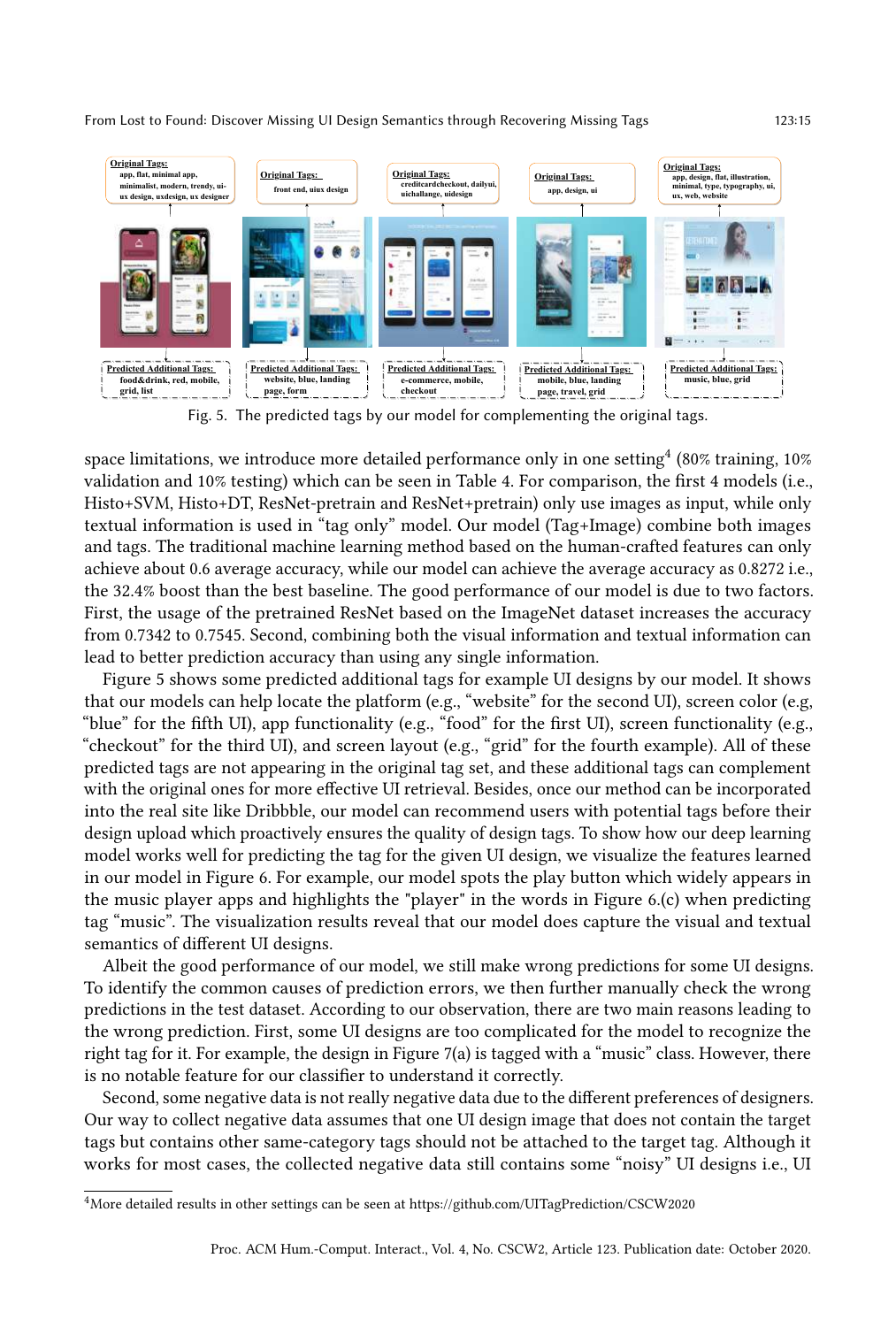Fig. 5. The predicted tags by our model for complementing the original tags.

space limitations, we introduce more detailed performance only in one setting[4] (80% training, 10% validation and 10% testing) which can be seen in Table 4. For comparison, the first 4 models (i.e., Histo+SVM, Histo+DT, ResNet-pretrain and ResNet+pretrain) only use images as input, while only textual information is used in "tag only" model. Our model (Tag+Image) combine both images and tags. The traditional machine learning method based on the human-crafted features can only achieve about 0.6 average accuracy, while our model can achieve the average accuracy as 0.8272 i.e., the 32.4% boost than the best baseline. The good performance of our model is due to two factors. First, the usage of the pretrained ResNet based on the ImageNet dataset increases the accuracy from 0.7342 to 0.7545. Second, combining both the visual information and textual information can lead to better prediction accuracy than using any single information.

Figure 5 shows some predicted additional tags for example UI designs by our model. It shows that our models can help locate the platform (e.g., "website" for the second UI), screen color (e.g, "blue" for the fifth UI), app functionality (e.g., "food" for the first UI), screen functionality (e.g., "checkout" for the third UI), and screen layout (e.g., "grid" for the fourth example). All of these predicted tags are not appearing in the original tag set, and these additional tags can complement with the original ones for more effective UI retrieval. Besides, once our method can be incorporated into the real site like Dribbble, our model can recommend users with potential tags before their design upload which proactively ensures the quality of design tags. To show how our deep learning model works well for predicting the tag for the given UI design, we visualize the features learned in our model in Figure 6. For example, our model spots the play button which widely appears in the music player apps and highlights the "player" in the words in Figure 6.(c) when predicting tag "music". The visualization results reveal that our model does capture the visual and textual semantics of different UI designs.

Albeit the good performance of our model, we still make wrong predictions for some UI designs. To identify the common causes of prediction errors, we then further manually check the wrong predictions in the test dataset. According to our observation, there are two main reasons leading to the wrong prediction. First, some UI designs are too complicated for the model to recognize the right tag for it. For example, the design in Figure 7(a) is tagged with a "music" class. However, there is no notable feature for our classifier to understand it correctly.

Second, some negative data is not really negative data due to the different preferences of designers. Our way to collect negative data assumes that one UI design image that does not contain the target tags but contains other same-category tags should not be attached to the target tag. Although it works for most cases, the collected negative data still contains some "noisy" UI designs i.e., UI

[4] More detailed results in other settings can be seen at https://github.com/UITagPrediction/CSCW2020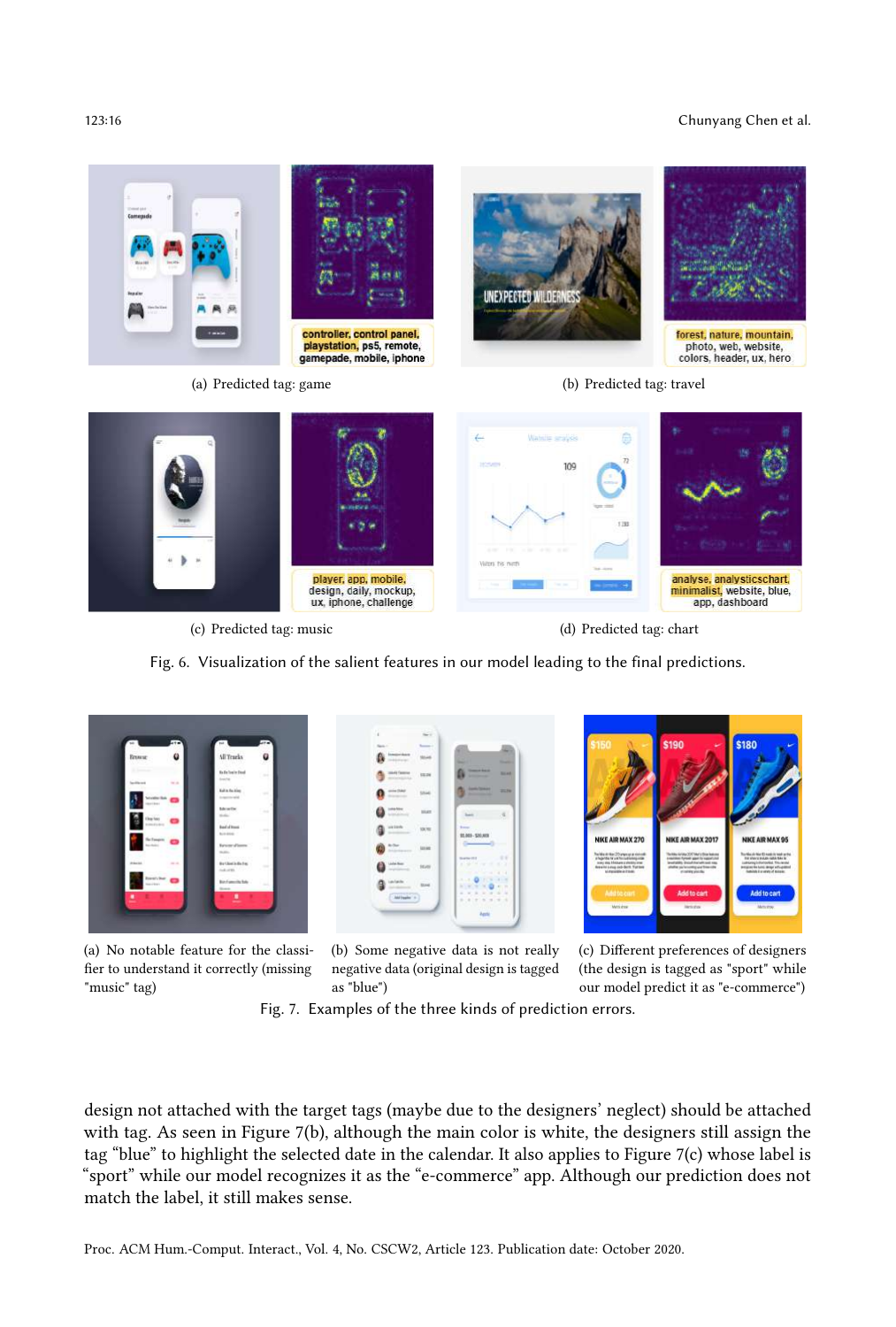(a) Predicted tag: game

(b) Predicted tag: travel

(c) Predicted tag: music

(d) Predicted tag: chart

Fig. 6. Visualization of the salient features in our model leading to the final predictions.

(a) No notable feature for the classifier to understand it correctly (missing "music" tag)

(b) Some negative data is not really negative data (original design is tagged as "blue")

(c) Different preferences of designers (the design is tagged as "sport" while our model predict it as "e-commerce")

Fig. 7. Examples of the three kinds of prediction errors.

design not attached with the target tags (maybe due to the designers' neglect) should be attached with tag. As seen in Figure 7(b), although the main color is white, the designers still assign the tag "blue" to highlight the selected date in the calendar. It also applies to Figure 7(c) whose label is "sport" while our model recognizes it as the "e-commerce" app. Although our prediction does not match the label, it still makes sense.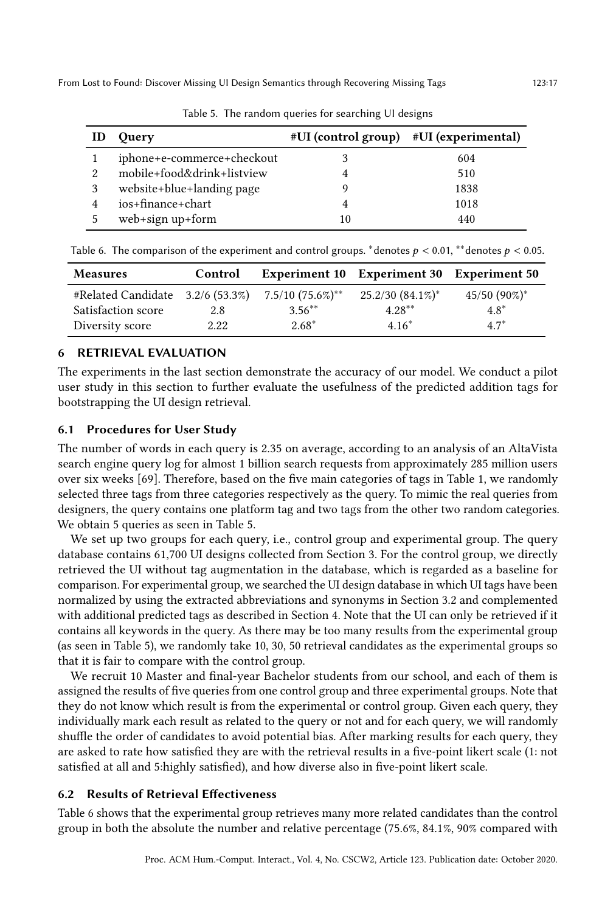Table 5. The random queries for searching UI designs

| ID | Query | #UI (control group) | #UI (experimental) |
| --- | --- | --- | --- |
| 1 | iphone+e-commerce+checkout | 3 | 604 |
| 2 | mobile+food&drink+listview | 4 | 510 |
| 3 | website+blue+landing page | 9 | 1838 |
| 4 | ios+finance+chart | 4 | 1018 |
| 5 | web+sign up+form | 10 | 440 |

Table 6. The comparison of the experiment and control groups. $^{*}$denotes $p < 0.01$, $^{**}$denotes $p < 0.05$.

| Measures | Control | Experiment 10 | Experiment 30 | Experiment 50 |
| --- | --- | --- | --- | --- |
| #Related Candidate | 3.2/6 (53.3%) | 7.5/10 (75.6%)$^{**}$ | 25.2/30 (84.1%)$^{*}$ | 45/50 (90%)$^{*}$ |
| Satisfaction score | 2.8 | 3.56$^{**}$ | 4.28$^{**}$ | 4.8$^{*}$ |
| Diversity score | 2.22 | 2.68$^{*}$ | 4.16$^{*}$ | 4.7$^{*}$ |

## 6 RETRIEVAL EVALUATION

The experiments in the last section demonstrate the accuracy of our model. We conduct a pilot user study in this section to further evaluate the usefulness of the predicted addition tags for bootstrapping the UI design retrieval.

### 6.1 Procedures for User Study

The number of words in each query is 2.35 on average, according to an analysis of an AltaVista search engine query log for almost 1 billion search requests from approximately 285 million users over six weeks [69]. Therefore, based on the five main categories of tags in Table 1, we randomly selected three tags from three categories respectively as the query. To mimic the real queries from designers, the query contains one platform tag and two tags from the other two random categories. We obtain 5 queries as seen in Table 5.

We set up two groups for each query, i.e., control group and experimental group. The query database contains 61,700 UI designs collected from Section 3. For the control group, we directly retrieved the UI without tag augmentation in the database, which is regarded as a baseline for comparison. For experimental group, we searched the UI design database in which UI tags have been normalized by using the extracted abbreviations and synonyms in Section 3.2 and complemented with additional predicted tags as described in Section 4. Note that the UI can only be retrieved if it contains all keywords in the query. As there may be too many results from the experimental group (as seen in Table 5), we randomly take 10, 30, 50 retrieval candidates as the experimental groups so that it is fair to compare with the control group.

We recruit 10 Master and final-year Bachelor students from our school, and each of them is assigned the results of five queries from one control group and three experimental groups. Note that they do not know which result is from the experimental or control group. Given each query, they individually mark each result as related to the query or not and for each query, we will randomly shuffle the order of candidates to avoid potential bias. After marking results for each query, they are asked to rate how satisfied they are with the retrieval results in a five-point likert scale (1: not satisfied at all and 5:highly satisfied), and how diverse also in five-point likert scale.

### 6.2 Results of Retrieval Effectiveness

Table 6 shows that the experimental group retrieves many more related candidates than the control group in both the absolute the number and relative percentage (75.6%, 84.1%, 90% compared with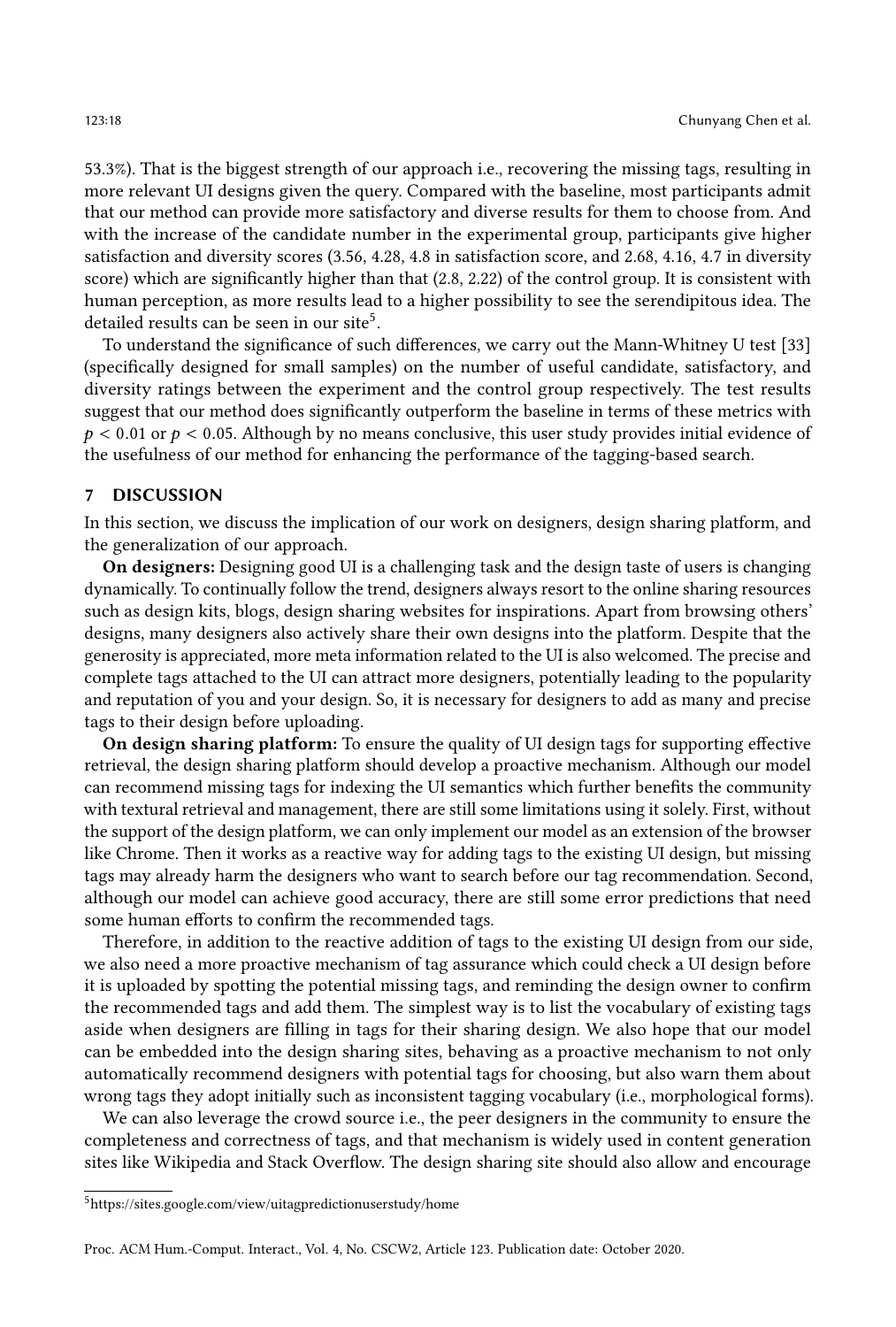53.3%). That is the biggest strength of our approach i.e., recovering the missing tags, resulting in more relevant UI designs given the query. Compared with the baseline, most participants admit that our method can provide more satisfactory and diverse results for them to choose from. And with the increase of the candidate number in the experimental group, participants give higher satisfaction and diversity scores (3.56, 4.28, 4.8 in satisfaction score, and 2.68, 4.16, 4.7 in diversity score) which are significantly higher than that (2.8, 2.22) of the control group. It is consistent with human perception, as more results lead to a higher possibility to see the serendipitous idea. The detailed results can be seen in our site[5].

To understand the significance of such differences, we carry out the Mann-Whitney U test [33] (specifically designed for small samples) on the number of useful candidate, satisfactory, and diversity ratings between the experiment and the control group respectively. The test results suggest that our method does significantly outperform the baseline in terms of these metrics with $p < 0.01$ or $p < 0.05$. Although by no means conclusive, this user study provides initial evidence of the usefulness of our method for enhancing the performance of the tagging-based search.

## 7 DISCUSSION

In this section, we discuss the implication of our work on designers, design sharing platform, and the generalization of our approach.

**On designers:** Designing good UI is a challenging task and the design taste of users is changing dynamically. To continually follow the trend, designers always resort to the online sharing resources such as design kits, blogs, design sharing websites for inspirations. Apart from browsing others' designs, many designers also actively share their own designs into the platform. Despite that the generosity is appreciated, more meta information related to the UI is also welcomed. The precise and complete tags attached to the UI can attract more designers, potentially leading to the popularity and reputation of you and your design. So, it is necessary for designers to add as many and precise tags to their design before uploading.

**On design sharing platform:** To ensure the quality of UI design tags for supporting effective retrieval, the design sharing platform should develop a proactive mechanism. Although our model can recommend missing tags for indexing the UI semantics which further benefits the community with textural retrieval and management, there are still some limitations using it solely. First, without the support of the design platform, we can only implement our model as an extension of the browser like Chrome. Then it works as a reactive way for adding tags to the existing UI design, but missing tags may already harm the designers who want to search before our tag recommendation. Second, although our model can achieve good accuracy, there are still some error predictions that need some human efforts to confirm the recommended tags.

Therefore, in addition to the reactive addition of tags to the existing UI design from our side, we also need a more proactive mechanism of tag assurance which could check a UI design before it is uploaded by spotting the potential missing tags, and reminding the design owner to confirm the recommended tags and add them. The simplest way is to list the vocabulary of existing tags aside when designers are filling in tags for their sharing design. We also hope that our model can be embedded into the design sharing sites, behaving as a proactive mechanism to not only automatically recommend designers with potential tags for choosing, but also warn them about wrong tags they adopt initially such as inconsistent tagging vocabulary (i.e., morphological forms).

We can also leverage the crowd source i.e., the peer designers in the community to ensure the completeness and correctness of tags, and that mechanism is widely used in content generation sites like Wikipedia and Stack Overflow. The design sharing site should also allow and encourage

[5] https://sites.google.com/view/uitagpredictionuserstudy/home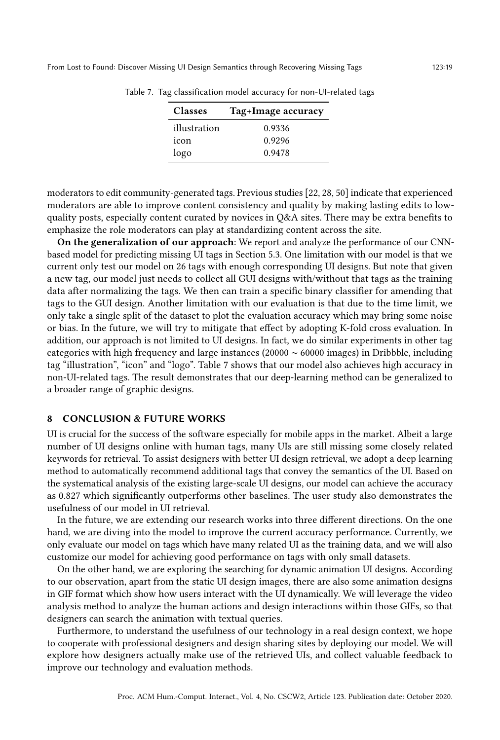Table 7. Tag classification model accuracy for non-UI-related tags

| Classes | Tag+Image accuracy |
|---|---|
| illustration | 0.9336 |
| icon | 0.9296 |
| logo | 0.9478 |

moderators to edit community-generated tags. Previous studies [22, 28, 50] indicate that experienced moderators are able to improve content consistency and quality by making lasting edits to low-quality posts, especially content curated by novices in Q&A sites. There may be extra benefits to emphasize the role moderators can play at standardizing content across the site.

**On the generalization of our approach**: We report and analyze the performance of our CNN-based model for predicting missing UI tags in Section 5.3. One limitation with our model is that we current only test our model on 26 tags with enough corresponding UI designs. But note that given a new tag, our model just needs to collect all GUI designs with/without that tags as the training data after normalizing the tags. We then can train a specific binary classifier for amending that tags to the GUI design. Another limitation with our evaluation is that due to the time limit, we only take a single split of the dataset to plot the evaluation accuracy which may bring some noise or bias. In the future, we will try to mitigate that effect by adopting K-fold cross evaluation. In addition, our approach is not limited to UI designs. In fact, we do similar experiments in other tag categories with high frequency and large instances (20000 ∼ 60000 images) in Dribbble, including tag "illustration", "icon" and "logo". Table 7 shows that our model also achieves high accuracy in non-UI-related tags. The result demonstrates that our deep-learning method can be generalized to a broader range of graphic designs.

## 8 CONCLUSION & FUTURE WORKS

UI is crucial for the success of the software especially for mobile apps in the market. Albeit a large number of UI designs online with human tags, many UIs are still missing some closely related keywords for retrieval. To assist designers with better UI design retrieval, we adopt a deep learning method to automatically recommend additional tags that convey the semantics of the UI. Based on the systematical analysis of the existing large-scale UI designs, our model can achieve the accuracy as 0.827 which significantly outperforms other baselines. The user study also demonstrates the usefulness of our model in UI retrieval.

In the future, we are extending our research works into three different directions. On the one hand, we are diving into the model to improve the current accuracy performance. Currently, we only evaluate our model on tags which have many related UI as the training data, and we will also customize our model for achieving good performance on tags with only small datasets.

On the other hand, we are exploring the searching for dynamic animation UI designs. According to our observation, apart from the static UI design images, there are also some animation designs in GIF format which show how users interact with the UI dynamically. We will leverage the video analysis method to analyze the human actions and design interactions within those GIFs, so that designers can search the animation with textual queries.

Furthermore, to understand the usefulness of our technology in a real design context, we hope to cooperate with professional designers and design sharing sites by deploying our model. We will explore how designers actually make use of the retrieved UIs, and collect valuable feedback to improve our technology and evaluation methods.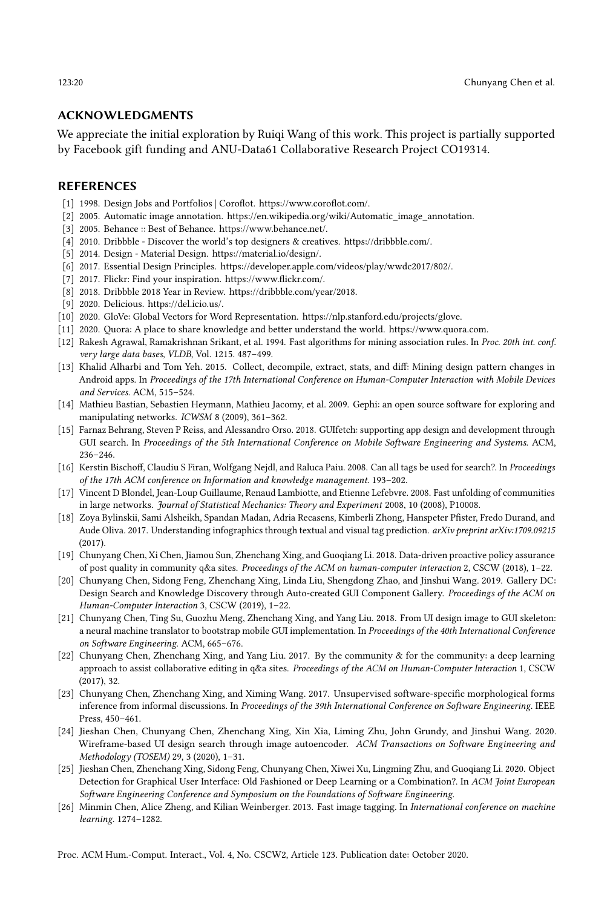## ACKNOWLEDGMENTS

We appreciate the initial exploration by Ruiqi Wang of this work. This project is partially supported by Facebook gift funding and ANU-Data61 Collaborative Research Project CO19314.

## REFERENCES

[1] 1998. Design Jobs and Portfolios | Coroflot. https://www.coroflot.com/.

[2] 2005. Automatic image annotation. https://en.wikipedia.org/wiki/Automatic_image_annotation.

[3] 2005. Behance :: Best of Behance. https://www.behance.net/.

[4] 2010. Dribbble - Discover the world's top designers & creatives. https://dribbble.com/.

[5] 2014. Design - Material Design. https://material.io/design/.

[6] 2017. Essential Design Principles. https://developer.apple.com/videos/play/wwdc2017/802/.

[7] 2017. Flickr: Find your inspiration. https://www.flickr.com/.

[8] 2018. Dribbble 2018 Year in Review. https://dribbble.com/year/2018.

[9] 2020. Delicious. https://del.icio.us/.

[10] 2020. GloVe: Global Vectors for Word Representation. https://nlp.stanford.edu/projects/glove.

[11] 2020. Quora: A place to share knowledge and better understand the world. https://www.quora.com.

[12] Rakesh Agrawal, Ramakrishnan Srikant, et al. 1994. Fast algorithms for mining association rules. In *Proc. 20th int. conf. very large data bases, VLDB*, Vol. 1215. 487–499.

[13] Khalid Alharbi and Tom Yeh. 2015. Collect, decompile, extract, stats, and diff: Mining design pattern changes in Android apps. In *Proceedings of the 17th International Conference on Human-Computer Interaction with Mobile Devices and Services*. ACM, 515–524.

[14] Mathieu Bastian, Sebastien Heymann, Mathieu Jacomy, et al. 2009. Gephi: an open source software for exploring and manipulating networks. *ICWSM* 8 (2009), 361–362.

[15] Farnaz Behrang, Steven P Reiss, and Alessandro Orso. 2018. GUIfetch: supporting app design and development through GUI search. In *Proceedings of the 5th International Conference on Mobile Software Engineering and Systems*. ACM, 236–246.

[16] Kerstin Bischoff, Claudiu S Firan, Wolfgang Nejdl, and Raluca Paiu. 2008. Can all tags be used for search?. In *Proceedings of the 17th ACM conference on Information and knowledge management*. 193–202.

[17] Vincent D Blondel, Jean-Loup Guillaume, Renaud Lambiotte, and Etienne Lefebvre. 2008. Fast unfolding of communities in large networks. *Journal of Statistical Mechanics: Theory and Experiment* 2008, 10 (2008), P10008.

[18] Zoya Bylinskii, Sami Alsheikh, Spandan Madan, Adria Recasens, Kimberli Zhong, Hanspeter Pfister, Fredo Durand, and Aude Oliva. 2017. Understanding infographics through textual and visual tag prediction. *arXiv preprint arXiv:1709.09215* (2017).

[19] Chunyang Chen, Xi Chen, Jiamou Sun, Zhenchang Xing, and Guoqiang Li. 2018. Data-driven proactive policy assurance of post quality in community q&a sites. *Proceedings of the ACM on human-computer interaction* 2, CSCW (2018), 1–22.

[20] Chunyang Chen, Sidong Feng, Zhenchang Xing, Linda Liu, Shengdong Zhao, and Jinshui Wang. 2019. Gallery DC: Design Search and Knowledge Discovery through Auto-created GUI Component Gallery. *Proceedings of the ACM on Human-Computer Interaction* 3, CSCW (2019), 1–22.

[21] Chunyang Chen, Ting Su, Guozhu Meng, Zhenchang Xing, and Yang Liu. 2018. From UI design image to GUI skeleton: a neural machine translator to bootstrap mobile GUI implementation. In *Proceedings of the 40th International Conference on Software Engineering*. ACM, 665–676.

[22] Chunyang Chen, Zhenchang Xing, and Yang Liu. 2017. By the community & for the community: a deep learning approach to assist collaborative editing in q&a sites. *Proceedings of the ACM on Human-Computer Interaction* 1, CSCW (2017), 32.

[23] Chunyang Chen, Zhenchang Xing, and Ximing Wang. 2017. Unsupervised software-specific morphological forms inference from informal discussions. In *Proceedings of the 39th International Conference on Software Engineering*. IEEE Press, 450–461.

[24] Jieshan Chen, Chunyang Chen, Zhenchang Xing, Xin Xia, Liming Zhu, John Grundy, and Jinshui Wang. 2020. Wireframe-based UI design search through image autoencoder. *ACM Transactions on Software Engineering and Methodology (TOSEM)* 29, 3 (2020), 1–31.

[25] Jieshan Chen, Zhenchang Xing, Sidong Feng, Chunyang Chen, Xiwei Xu, Lingming Zhu, and Guoqiang Li. 2020. Object Detection for Graphical User Interface: Old Fashioned or Deep Learning or a Combination?. In *ACM Joint European Software Engineering Conference and Symposium on the Foundations of Software Engineering*.

[26] Minmin Chen, Alice Zheng, and Kilian Weinberger. 2013. Fast image tagging. In *International conference on machine learning*. 1274–1282.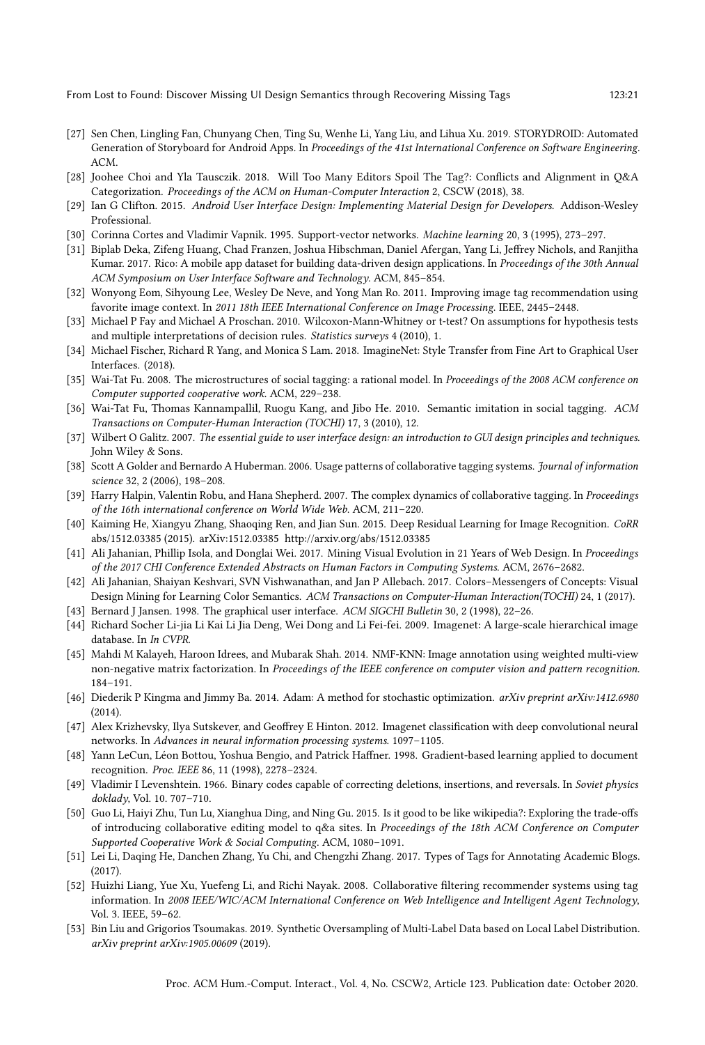- [27] Sen Chen, Lingling Fan, Chunyang Chen, Ting Su, Wenhe Li, Yang Liu, and Lihua Xu. 2019. STORYDROID: Automated Generation of Storyboard for Android Apps. In *Proceedings of the 41st International Conference on Software Engineering*. ACM.
- [28] Joohee Choi and Yla Tausczik. 2018. Will Too Many Editors Spoil The Tag?: Conflicts and Alignment in Q&A Categorization. *Proceedings of the ACM on Human-Computer Interaction* 2, CSCW (2018), 38.
- [29] Ian G Clifton. 2015. *Android User Interface Design: Implementing Material Design for Developers*. Addison-Wesley Professional.
- [30] Corinna Cortes and Vladimir Vapnik. 1995. Support-vector networks. *Machine learning* 20, 3 (1995), 273–297.
- [31] Biplab Deka, Zifeng Huang, Chad Franzen, Joshua Hibschman, Daniel Afergan, Yang Li, Jeffrey Nichols, and Ranjitha Kumar. 2017. Rico: A mobile app dataset for building data-driven design applications. In *Proceedings of the 30th Annual ACM Symposium on User Interface Software and Technology*. ACM, 845–854.
- [32] Wonyong Eom, Sihyoung Lee, Wesley De Neve, and Yong Man Ro. 2011. Improving image tag recommendation using favorite image context. In *2011 18th IEEE International Conference on Image Processing*. IEEE, 2445–2448.
- [33] Michael P Fay and Michael A Proschan. 2010. Wilcoxon-Mann-Whitney or t-test? On assumptions for hypothesis tests and multiple interpretations of decision rules. *Statistics surveys* 4 (2010), 1.
- [34] Michael Fischer, Richard R Yang, and Monica S Lam. 2018. ImagineNet: Style Transfer from Fine Art to Graphical User Interfaces. (2018).
- [35] Wai-Tat Fu. 2008. The microstructures of social tagging: a rational model. In *Proceedings of the 2008 ACM conference on Computer supported cooperative work*. ACM, 229–238.
- [36] Wai-Tat Fu, Thomas Kannampallil, Ruogu Kang, and Jibo He. 2010. Semantic imitation in social tagging. *ACM Transactions on Computer-Human Interaction (TOCHI)* 17, 3 (2010), 12.
- [37] Wilbert O Galitz. 2007. *The essential guide to user interface design: an introduction to GUI design principles and techniques*. John Wiley & Sons.
- [38] Scott A Golder and Bernardo A Huberman. 2006. Usage patterns of collaborative tagging systems. *Journal of information science* 32, 2 (2006), 198–208.
- [39] Harry Halpin, Valentin Robu, and Hana Shepherd. 2007. The complex dynamics of collaborative tagging. In *Proceedings of the 16th international conference on World Wide Web*. ACM, 211–220.
- [40] Kaiming He, Xiangyu Zhang, Shaoqing Ren, and Jian Sun. 2015. Deep Residual Learning for Image Recognition. *CoRR* abs/1512.03385 (2015). arXiv:1512.03385 http://arxiv.org/abs/1512.03385
- [41] Ali Jahanian, Phillip Isola, and Donglai Wei. 2017. Mining Visual Evolution in 21 Years of Web Design. In *Proceedings of the 2017 CHI Conference Extended Abstracts on Human Factors in Computing Systems*. ACM, 2676–2682.
- [42] Ali Jahanian, Shaiyan Keshvari, SVN Vishwanathan, and Jan P Allebach. 2017. Colors–Messengers of Concepts: Visual Design Mining for Learning Color Semantics. *ACM Transactions on Computer-Human Interaction(TOCHI)* 24, 1 (2017).
- [43] Bernard J Jansen. 1998. The graphical user interface. *ACM SIGCHI Bulletin* 30, 2 (1998), 22–26.
- [44] Richard Socher Li-jia Li Kai Li Jia Deng, Wei Dong and Li Fei-fei. 2009. Imagenet: A large-scale hierarchical image database. In *In CVPR*.
- [45] Mahdi M Kalayeh, Haroon Idrees, and Mubarak Shah. 2014. NMF-KNN: Image annotation using weighted multi-view non-negative matrix factorization. In *Proceedings of the IEEE conference on computer vision and pattern recognition*. 184–191.
- [46] Diederik P Kingma and Jimmy Ba. 2014. Adam: A method for stochastic optimization. *arXiv preprint arXiv:1412.6980* (2014).
- [47] Alex Krizhevsky, Ilya Sutskever, and Geoffrey E Hinton. 2012. Imagenet classification with deep convolutional neural networks. In *Advances in neural information processing systems*. 1097–1105.
- [48] Yann LeCun, Léon Bottou, Yoshua Bengio, and Patrick Haffner. 1998. Gradient-based learning applied to document recognition. *Proc. IEEE* 86, 11 (1998), 2278–2324.
- [49] Vladimir I Levenshtein. 1966. Binary codes capable of correcting deletions, insertions, and reversals. In *Soviet physics doklady*, Vol. 10. 707–710.
- [50] Guo Li, Haiyi Zhu, Tun Lu, Xianghua Ding, and Ning Gu. 2015. Is it good to be like wikipedia?: Exploring the trade-offs of introducing collaborative editing model to q&a sites. In *Proceedings of the 18th ACM Conference on Computer Supported Cooperative Work & Social Computing*. ACM, 1080–1091.
- [51] Lei Li, Daqing He, Danchen Zhang, Yu Chi, and Chengzhi Zhang. 2017. Types of Tags for Annotating Academic Blogs. (2017).
- [52] Huizhi Liang, Yue Xu, Yuefeng Li, and Richi Nayak. 2008. Collaborative filtering recommender systems using tag information. In *2008 IEEE/WIC/ACM International Conference on Web Intelligence and Intelligent Agent Technology*, Vol. 3. IEEE, 59–62.
- [53] Bin Liu and Grigorios Tsoumakas. 2019. Synthetic Oversampling of Multi-Label Data based on Local Label Distribution. *arXiv preprint arXiv:1905.00609* (2019).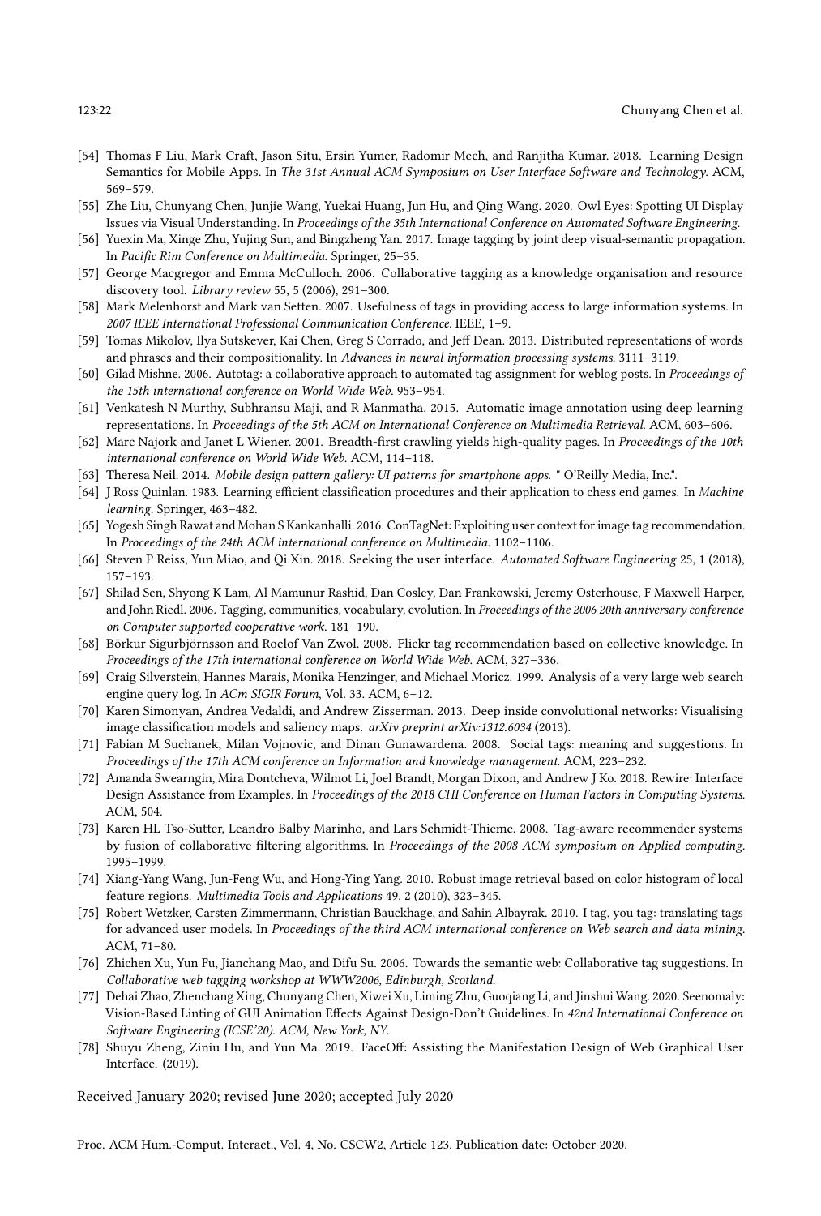[54] Thomas F Liu, Mark Craft, Jason Situ, Ersin Yumer, Radomir Mech, and Ranjitha Kumar. 2018. Learning Design Semantics for Mobile Apps. In *The 31st Annual ACM Symposium on User Interface Software and Technology*. ACM, 569–579.

[55] Zhe Liu, Chunyang Chen, Junjie Wang, Yuekai Huang, Jun Hu, and Qing Wang. 2020. Owl Eyes: Spotting UI Display Issues via Visual Understanding. In *Proceedings of the 35th International Conference on Automated Software Engineering*.

[56] Yuexin Ma, Xinge Zhu, Yujing Sun, and Bingzheng Yan. 2017. Image tagging by joint deep visual-semantic propagation. In *Pacific Rim Conference on Multimedia*. Springer, 25–35.

[57] George Macgregor and Emma McCulloch. 2006. Collaborative tagging as a knowledge organisation and resource discovery tool. *Library review* 55, 5 (2006), 291–300.

[58] Mark Melenhorst and Mark van Setten. 2007. Usefulness of tags in providing access to large information systems. In *2007 IEEE International Professional Communication Conference*. IEEE, 1–9.

[59] Tomas Mikolov, Ilya Sutskever, Kai Chen, Greg S Corrado, and Jeff Dean. 2013. Distributed representations of words and phrases and their compositionality. In *Advances in neural information processing systems*. 3111–3119.

[60] Gilad Mishne. 2006. Autotag: a collaborative approach to automated tag assignment for weblog posts. In *Proceedings of the 15th international conference on World Wide Web*. 953–954.

[61] Venkatesh N Murthy, Subhransu Maji, and R Manmatha. 2015. Automatic image annotation using deep learning representations. In *Proceedings of the 5th ACM on International Conference on Multimedia Retrieval*. ACM, 603–606.

[62] Marc Najork and Janet L Wiener. 2001. Breadth-first crawling yields high-quality pages. In *Proceedings of the 10th international conference on World Wide Web*. ACM, 114–118.

[63] Theresa Neil. 2014. *Mobile design pattern gallery: UI patterns for smartphone apps.* " O'Reilly Media, Inc.".

[64] J Ross Quinlan. 1983. Learning efficient classification procedures and their application to chess end games. In *Machine learning*. Springer, 463–482.

[65] Yogesh Singh Rawat and Mohan S Kankanhalli. 2016. ConTagNet: Exploiting user context for image tag recommendation. In *Proceedings of the 24th ACM international conference on Multimedia*. 1102–1106.

[66] Steven P Reiss, Yun Miao, and Qi Xin. 2018. Seeking the user interface. *Automated Software Engineering* 25, 1 (2018), 157–193.

[67] Shilad Sen, Shyong K Lam, Al Mamunur Rashid, Dan Cosley, Dan Frankowski, Jeremy Osterhouse, F Maxwell Harper, and John Riedl. 2006. Tagging, communities, vocabulary, evolution. In *Proceedings of the 2006 20th anniversary conference on Computer supported cooperative work*. 181–190.

[68] Börkur Sigurbjörnsson and Roelof Van Zwol. 2008. Flickr tag recommendation based on collective knowledge. In *Proceedings of the 17th international conference on World Wide Web*. ACM, 327–336.

[69] Craig Silverstein, Hannes Marais, Monika Henzinger, and Michael Moricz. 1999. Analysis of a very large web search engine query log. In *ACm SIGIR Forum*, Vol. 33. ACM, 6–12.

[70] Karen Simonyan, Andrea Vedaldi, and Andrew Zisserman. 2013. Deep inside convolutional networks: Visualising image classification models and saliency maps. *arXiv preprint arXiv:1312.6034* (2013).

[71] Fabian M Suchanek, Milan Vojnovic, and Dinan Gunawardena. 2008. Social tags: meaning and suggestions. In *Proceedings of the 17th ACM conference on Information and knowledge management*. ACM, 223–232.

[72] Amanda Swearngin, Mira Dontcheva, Wilmot Li, Joel Brandt, Morgan Dixon, and Andrew J Ko. 2018. Rewire: Interface Design Assistance from Examples. In *Proceedings of the 2018 CHI Conference on Human Factors in Computing Systems*. ACM, 504.

[73] Karen HL Tso-Sutter, Leandro Balby Marinho, and Lars Schmidt-Thieme. 2008. Tag-aware recommender systems by fusion of collaborative filtering algorithms. In *Proceedings of the 2008 ACM symposium on Applied computing*. 1995–1999.

[74] Xiang-Yang Wang, Jun-Feng Wu, and Hong-Ying Yang. 2010. Robust image retrieval based on color histogram of local feature regions. *Multimedia Tools and Applications* 49, 2 (2010), 323–345.

[75] Robert Wetzker, Carsten Zimmermann, Christian Bauckhage, and Sahin Albayrak. 2010. I tag, you tag: translating tags for advanced user models. In *Proceedings of the third ACM international conference on Web search and data mining*. ACM, 71–80.

[76] Zhichen Xu, Yun Fu, Jianchang Mao, and Difu Su. 2006. Towards the semantic web: Collaborative tag suggestions. In *Collaborative web tagging workshop at WWW2006, Edinburgh, Scotland*.

[77] Dehai Zhao, Zhenchang Xing, Chunyang Chen, Xiwei Xu, Liming Zhu, Guoqiang Li, and Jinshui Wang. 2020. Seenomaly: Vision-Based Linting of GUI Animation Effects Against Design-Don't Guidelines. In *42nd International Conference on Software Engineering (ICSE'20). ACM, New York, NY*.

[78] Shuyu Zheng, Ziniu Hu, and Yun Ma. 2019. FaceOff: Assisting the Manifestation Design of Web Graphical User Interface. (2019).

Received January 2020; revised June 2020; accepted July 2020